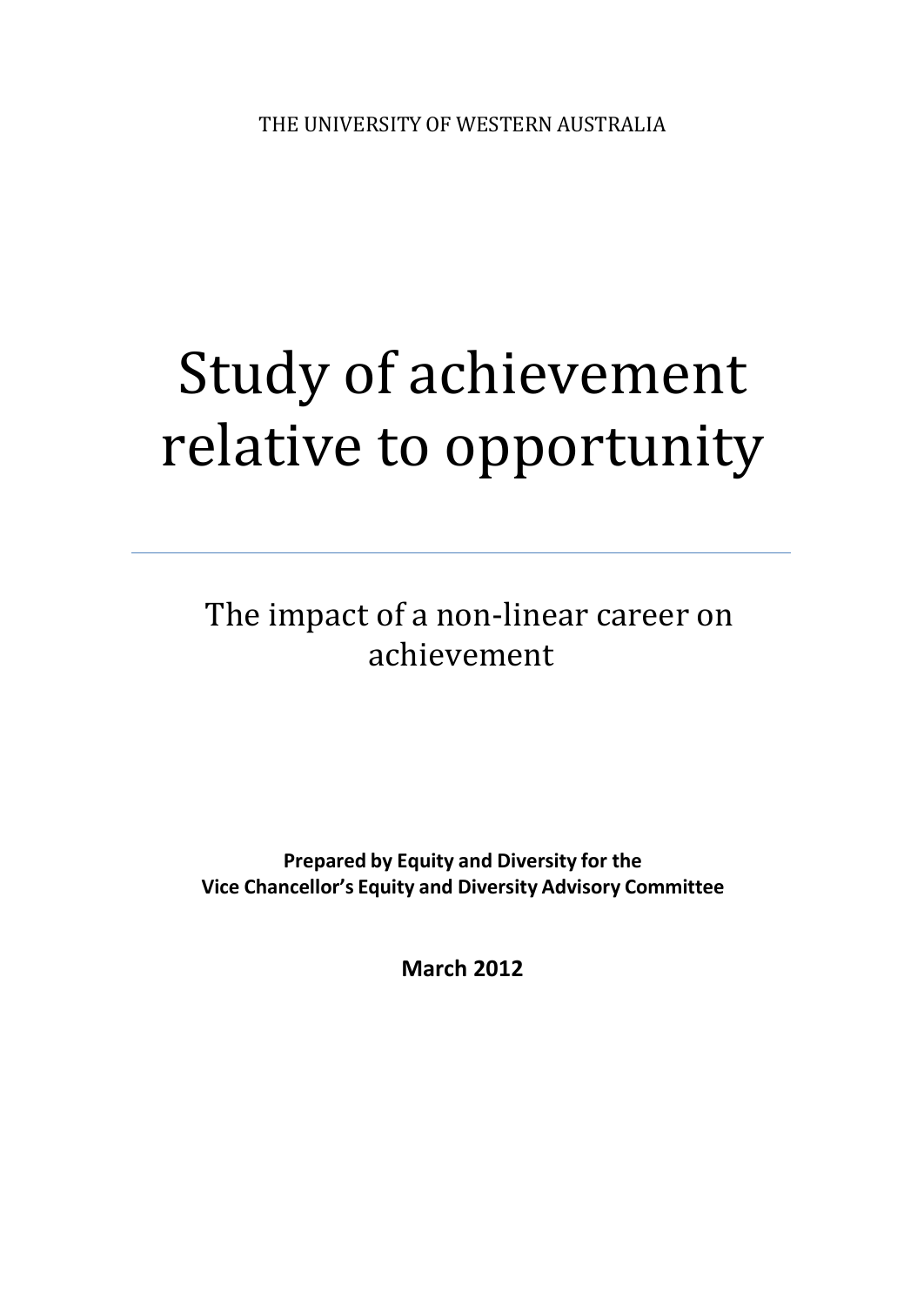THE UNIVERSITY OF WESTERN AUSTRALIA

# Study of achievement relative to opportunity

---

## The impact of a non-linear career on achievement

**Prepared by Equity and Diversity for the Vice Chancellor's Equity and Diversity Advisory Committee**

**March 2012**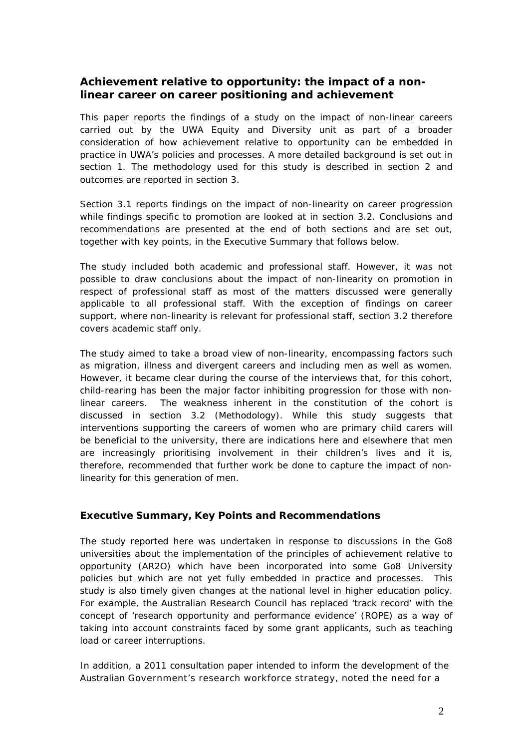## Achievement relative to opportunity: the impact of a non-linear career on career positioning and achievement

This paper reports the findings of a study on the impact of non-linear careers carried out by the UWA Equity and Diversity unit as part of a broader consideration of how achievement relative to opportunity can be embedded in practice in UWA's policies and processes. A more detailed background is set out in section 1. The methodology used for this study is described in section 2 and outcomes are reported in section 3.

Section 3.1 reports findings on the impact of non-linearity on career progression while findings specific to promotion are looked at in section 3.2. Conclusions and recommendations are presented at the end of both sections and are set out, together with key points, in the Executive Summary that follows below.

The study included both academic and professional staff. However, it was not possible to draw conclusions about the impact of non-linearity on promotion in respect of professional staff as most of the matters discussed were generally applicable to all professional staff. With the exception of findings on career support, where non-linearity is relevant for professional staff, section 3.2 therefore covers academic staff only.

The study aimed to take a broad view of non-linearity, encompassing factors such as migration, illness and divergent careers and including men as well as women. However, it became clear during the course of the interviews that, for this cohort, child-rearing has been the major factor inhibiting progression for those with non-linear careers. The weakness inherent in the constitution of the cohort is discussed in section 3.2 (Methodology). While this study suggests that interventions supporting the careers of women who are primary child carers will be beneficial to the university, there are indications here and elsewhere that men are increasingly prioritising involvement in their children's lives and it is, therefore, recommended that further work be done to capture the impact of non-linearity for this generation of men.

### Executive Summary, Key Points and Recommendations

The study reported here was undertaken in response to discussions in the Go8 universities about the implementation of the principles of achievement relative to opportunity (AR2O) which have been incorporated into some Go8 University policies but which are not yet fully embedded in practice and processes. This study is also timely given changes at the national level in higher education policy. For example, the Australian Research Council has replaced 'track record' with the concept of 'research opportunity and performance evidence' (ROPE) as a way of taking into account constraints faced by some grant applicants, such as teaching load or career interruptions.

In addition, a 2011 consultation paper intended to inform the development of the Australian Government's research workforce strategy, noted the need for a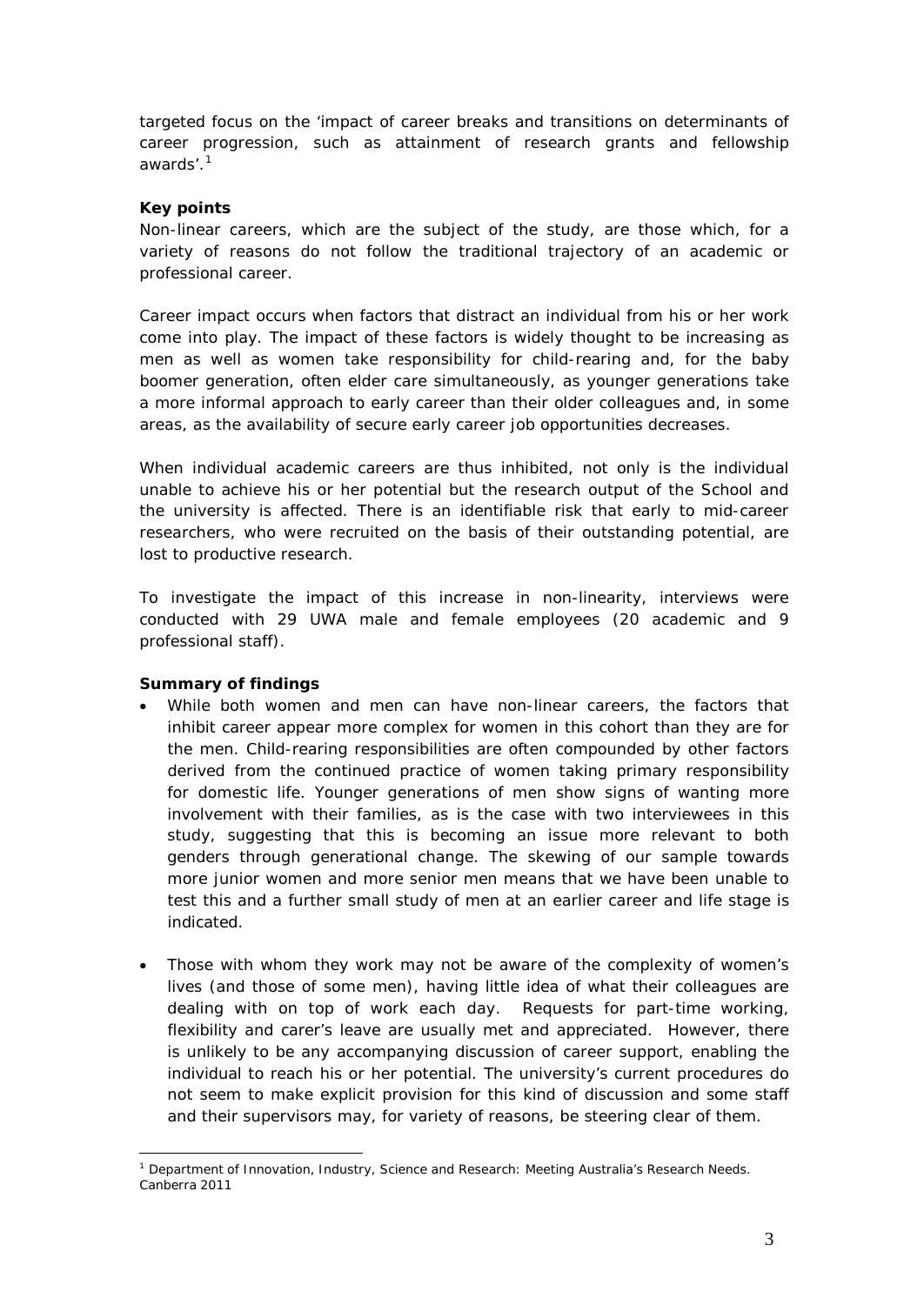targeted focus on the 'impact of career breaks and transitions on determinants of career progression, such as attainment of research grants and fellowship awards'.[1]

**Key points**

Non-linear careers, which are the subject of the study, are those which, for a variety of reasons do not follow the traditional trajectory of an academic or professional career.

Career impact occurs when factors that distract an individual from his or her work come into play. The impact of these factors is widely thought to be increasing as men as well as women take responsibility for child-rearing and, for the baby boomer generation, often elder care simultaneously, as younger generations take a more informal approach to early career than their older colleagues and, in some areas, as the availability of secure early career job opportunities decreases.

When individual academic careers are thus inhibited, not only is the individual unable to achieve his or her potential but the research output of the School and the university is affected. There is an identifiable risk that early to mid-career researchers, who were recruited on the basis of their outstanding potential, are lost to productive research.

To investigate the impact of this increase in non-linearity, interviews were conducted with 29 UWA male and female employees (20 academic and 9 professional staff).

**Summary of findings**

- While both women and men can have non-linear careers, the factors that inhibit career appear more complex for women in this cohort than they are for the men. Child-rearing responsibilities are often compounded by other factors derived from the continued practice of women taking primary responsibility for domestic life. Younger generations of men show signs of wanting more involvement with their families, as is the case with two interviewees in this study, suggesting that this is becoming an issue more relevant to both genders through generational change. The skewing of our sample towards more junior women and more senior men means that we have been unable to test this and a further small study of men at an earlier career and life stage is indicated.

- Those with whom they work may not be aware of the complexity of women's lives (and those of some men), having little idea of what their colleagues are dealing with on top of work each day. Requests for part-time working, flexibility and carer's leave are usually met and appreciated. However, there is unlikely to be any accompanying discussion of career support, enabling the individual to reach his or her potential. The university's current procedures do not seem to make explicit provision for this kind of discussion and some staff and their supervisors may, for variety of reasons, be steering clear of them.

---

[1] Department of Innovation, Industry, Science and Research: Meeting Australia's Research Needs. Canberra 2011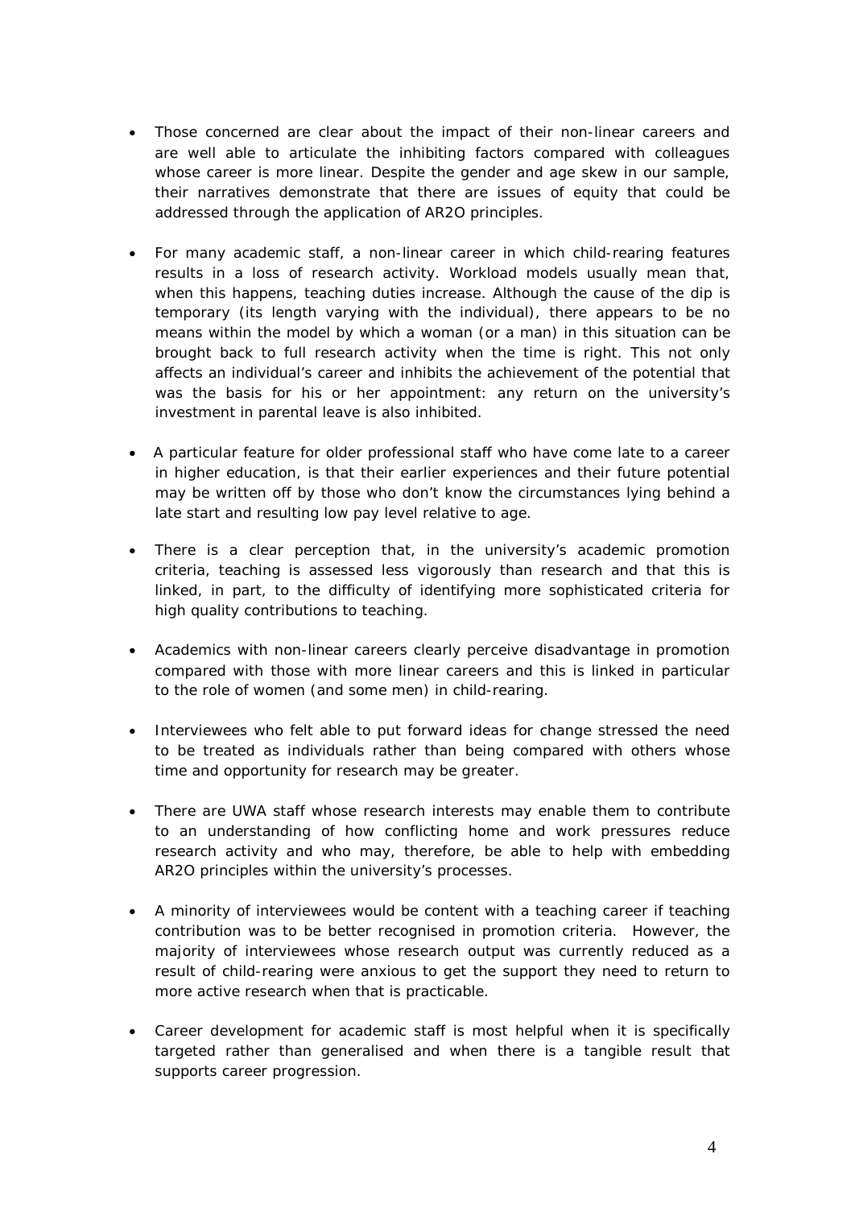- Those concerned are clear about the impact of their non-linear careers and are well able to articulate the inhibiting factors compared with colleagues whose career is more linear. Despite the gender and age skew in our sample, their narratives demonstrate that there are issues of equity that could be addressed through the application of AR2O principles.

- For many academic staff, a non-linear career in which child-rearing features results in a loss of research activity. Workload models usually mean that, when this happens, teaching duties increase. Although the cause of the dip is temporary (its length varying with the individual), there appears to be no means within the model by which a woman (or a man) in this situation can be brought back to full research activity when the time is right. This not only affects an individual's career and inhibits the achievement of the potential that was the basis for his or her appointment: any return on the university's investment in parental leave is also inhibited.

- A particular feature for older professional staff who have come late to a career in higher education, is that their earlier experiences and their future potential may be written off by those who don't know the circumstances lying behind a late start and resulting low pay level relative to age.

- There is a clear perception that, in the university's academic promotion criteria, teaching is assessed less vigorously than research and that this is linked, in part, to the difficulty of identifying more sophisticated criteria for high quality contributions to teaching.

- Academics with non-linear careers clearly perceive disadvantage in promotion compared with those with more linear careers and this is linked in particular to the role of women (and some men) in child-rearing.

- Interviewees who felt able to put forward ideas for change stressed the need to be treated as individuals rather than being compared with others whose time and opportunity for research may be greater.

- There are UWA staff whose research interests may enable them to contribute to an understanding of how conflicting home and work pressures reduce research activity and who may, therefore, be able to help with embedding AR2O principles within the university's processes.

- A minority of interviewees would be content with a teaching career if teaching contribution was to be better recognised in promotion criteria. However, the majority of interviewees whose research output was currently reduced as a result of child-rearing were anxious to get the support they need to return to more active research when that is practicable.

- Career development for academic staff is most helpful when it is specifically targeted rather than generalised and when there is a tangible result that supports career progression.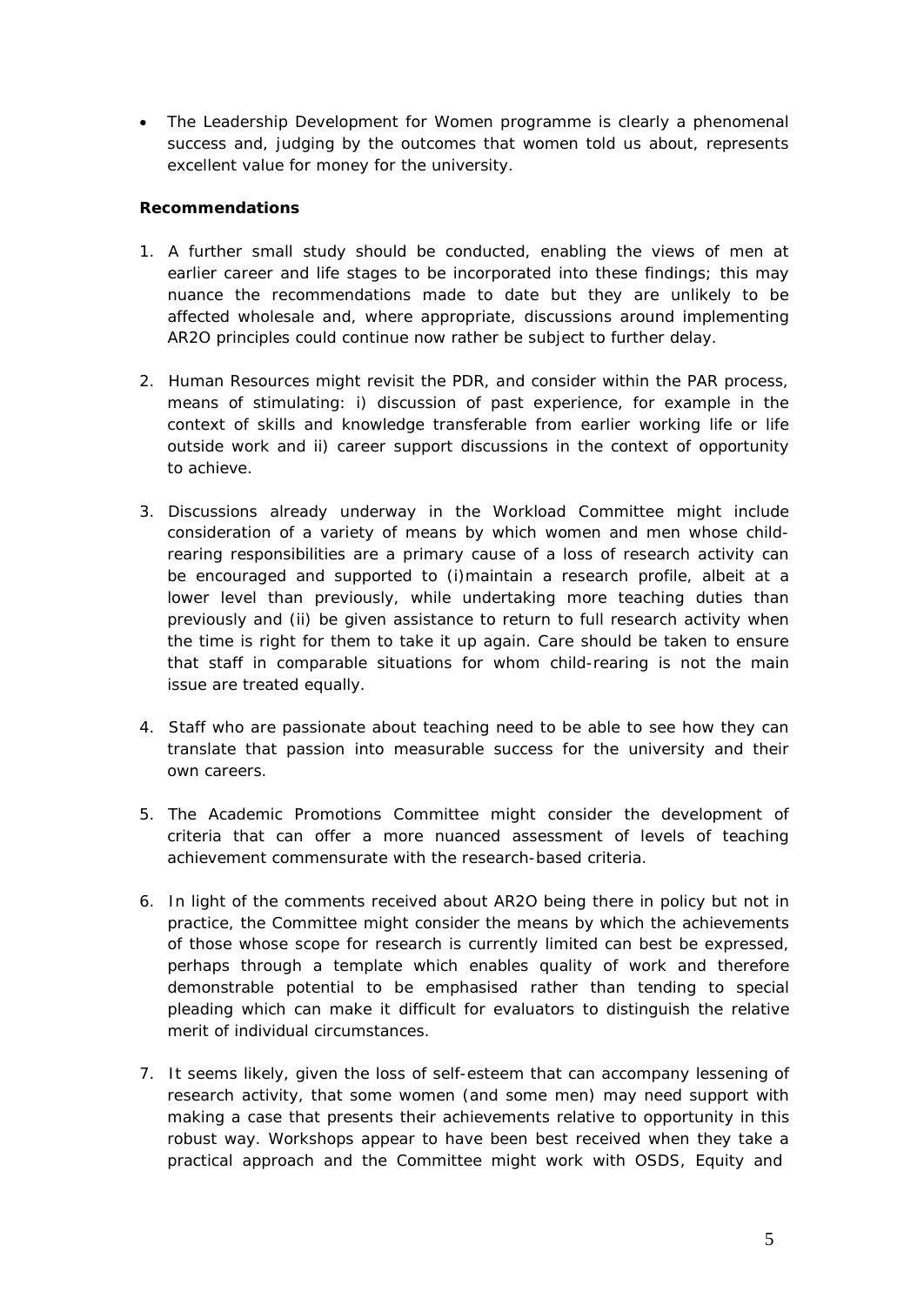- The Leadership Development for Women programme is clearly a phenomenal success and, judging by the outcomes that women told us about, represents excellent value for money for the university.

**Recommendations**

1. A further small study should be conducted, enabling the views of men at earlier career and life stages to be incorporated into these findings; this may nuance the recommendations made to date but they are unlikely to be affected wholesale and, where appropriate, discussions around implementing AR2O principles could continue now rather be subject to further delay.

2. Human Resources might revisit the PDR, and consider within the PAR process, means of stimulating: i) discussion of past experience, for example in the context of skills and knowledge transferable from earlier working life or life outside work and ii) career support discussions in the context of opportunity to achieve.

3. Discussions already underway in the Workload Committee might include consideration of a variety of means by which women and men whose child-rearing responsibilities are a primary cause of a loss of research activity can be encouraged and supported to (i)maintain a research profile, albeit at a lower level than previously, while undertaking more teaching duties than previously and (ii) be given assistance to return to full research activity when the time is right for them to take it up again. Care should be taken to ensure that staff in comparable situations for whom child-rearing is not the main issue are treated equally.

4. Staff who are passionate about teaching need to be able to see how they can translate that passion into measurable success for the university and their own careers.

5. The Academic Promotions Committee might consider the development of criteria that can offer a more nuanced assessment of levels of teaching achievement commensurate with the research-based criteria.

6. In light of the comments received about AR2O being there in policy but not in practice, the Committee might consider the means by which the achievements of those whose scope for research is currently limited can best be expressed, perhaps through a template which enables quality of work and therefore demonstrable potential to be emphasised rather than tending to special pleading which can make it difficult for evaluators to distinguish the relative merit of individual circumstances.

7. It seems likely, given the loss of self-esteem that can accompany lessening of research activity, that some women (and some men) may need support with making a case that presents their achievements relative to opportunity in this robust way. Workshops appear to have been best received when they take a practical approach and the Committee might work with OSDS, Equity and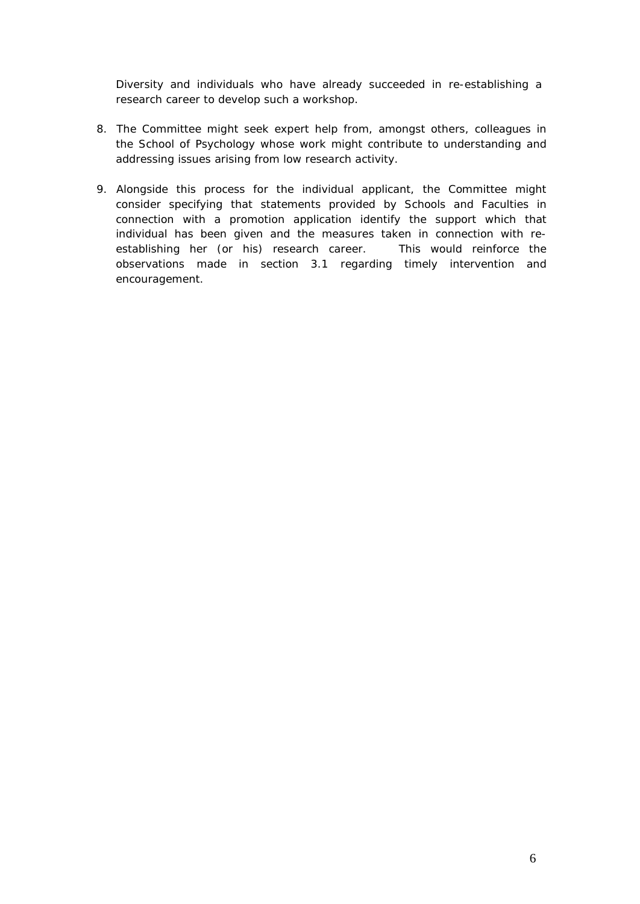Diversity and individuals who have already succeeded in re-establishing a research career to develop such a workshop.

8. The Committee might seek expert help from, amongst others, colleagues in the School of Psychology whose work might contribute to understanding and addressing issues arising from low research activity.

9. Alongside this process for the individual applicant, the Committee might consider specifying that statements provided by Schools and Faculties in connection with a promotion application identify the support which that individual has been given and the measures taken in connection with re-establishing her (or his) research career. This would reinforce the observations made in section 3.1 regarding timely intervention and encouragement.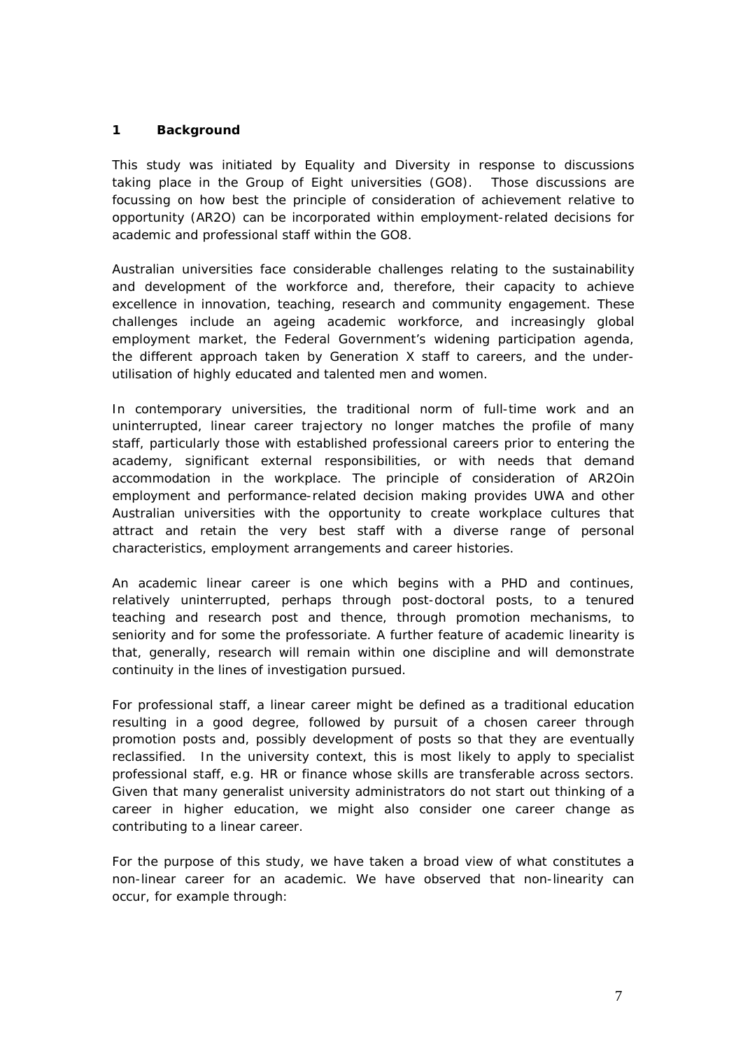# 1 Background

This study was initiated by Equality and Diversity in response to discussions taking place in the Group of Eight universities (GO8). Those discussions are focussing on how best the principle of consideration of achievement relative to opportunity (AR2O) can be incorporated within employment-related decisions for academic and professional staff within the GO8.

Australian universities face considerable challenges relating to the sustainability and development of the workforce and, therefore, their capacity to achieve excellence in innovation, teaching, research and community engagement. These challenges include an ageing academic workforce, and increasingly global employment market, the Federal Government's widening participation agenda, the different approach taken by Generation X staff to careers, and the under-utilisation of highly educated and talented men and women.

In contemporary universities, the traditional norm of full-time work and an uninterrupted, linear career trajectory no longer matches the profile of many staff, particularly those with established professional careers prior to entering the academy, significant external responsibilities, or with needs that demand accommodation in the workplace. The principle of consideration of AR2Oin employment and performance-related decision making provides UWA and other Australian universities with the opportunity to create workplace cultures that attract and retain the very best staff with a diverse range of personal characteristics, employment arrangements and career histories.

An academic linear career is one which begins with a PHD and continues, relatively uninterrupted, perhaps through post-doctoral posts, to a tenured teaching and research post and thence, through promotion mechanisms, to seniority and for some the professoriate. A further feature of academic linearity is that, generally, research will remain within one discipline and will demonstrate continuity in the lines of investigation pursued.

For professional staff, a linear career might be defined as a traditional education resulting in a good degree, followed by pursuit of a chosen career through promotion posts and, possibly development of posts so that they are eventually reclassified. In the university context, this is most likely to apply to specialist professional staff, e.g. HR or finance whose skills are transferable across sectors. Given that many generalist university administrators do not start out thinking of a career in higher education, we might also consider one career change as contributing to a linear career.

For the purpose of this study, we have taken a broad view of what constitutes a non-linear career for an academic. We have observed that non-linearity can occur, for example through: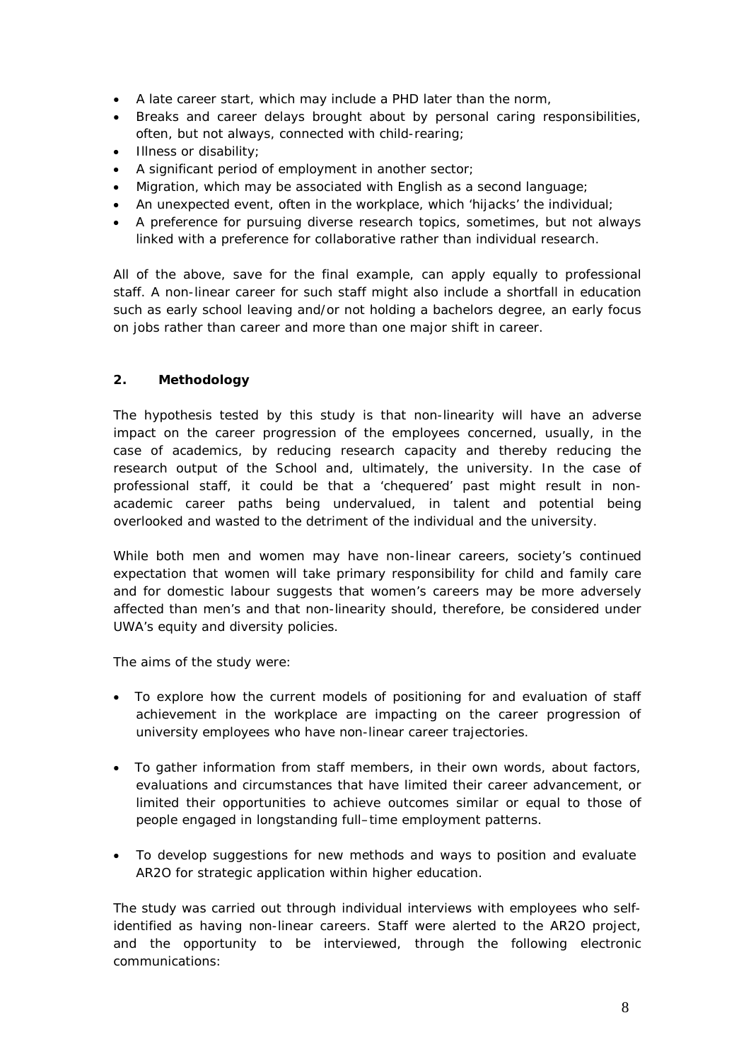- A late career start, which may include a PHD later than the norm,
- Breaks and career delays brought about by personal caring responsibilities, often, but not always, connected with child-rearing;
- Illness or disability;
- A significant period of employment in another sector;
- Migration, which may be associated with English as a second language;
- An unexpected event, often in the workplace, which 'hijacks' the individual;
- A preference for pursuing diverse research topics, sometimes, but not always linked with a preference for collaborative rather than individual research.

All of the above, save for the final example, can apply equally to professional staff. A non-linear career for such staff might also include a shortfall in education such as early school leaving and/or not holding a bachelors degree, an early focus on jobs rather than career and more than one major shift in career.

## 2. Methodology

The hypothesis tested by this study is that non-linearity will have an adverse impact on the career progression of the employees concerned, usually, in the case of academics, by reducing research capacity and thereby reducing the research output of the School and, ultimately, the university. In the case of professional staff, it could be that a 'chequered' past might result in non-academic career paths being undervalued, in talent and potential being overlooked and wasted to the detriment of the individual and the university.

While both men and women may have non-linear careers, society's continued expectation that women will take primary responsibility for child and family care and for domestic labour suggests that women's careers may be more adversely affected than men's and that non-linearity should, therefore, be considered under UWA's equity and diversity policies.

The aims of the study were:

- To explore how the current models of positioning for and evaluation of staff achievement in the workplace are impacting on the career progression of university employees who have non-linear career trajectories.
- To gather information from staff members, in their own words, about factors, evaluations and circumstances that have limited their career advancement, or limited their opportunities to achieve outcomes similar or equal to those of people engaged in longstanding full–time employment patterns.
- To develop suggestions for new methods and ways to position and evaluate AR2O for strategic application within higher education.

The study was carried out through individual interviews with employees who self-identified as having non-linear careers. Staff were alerted to the AR2O project, and the opportunity to be interviewed, through the following electronic communications: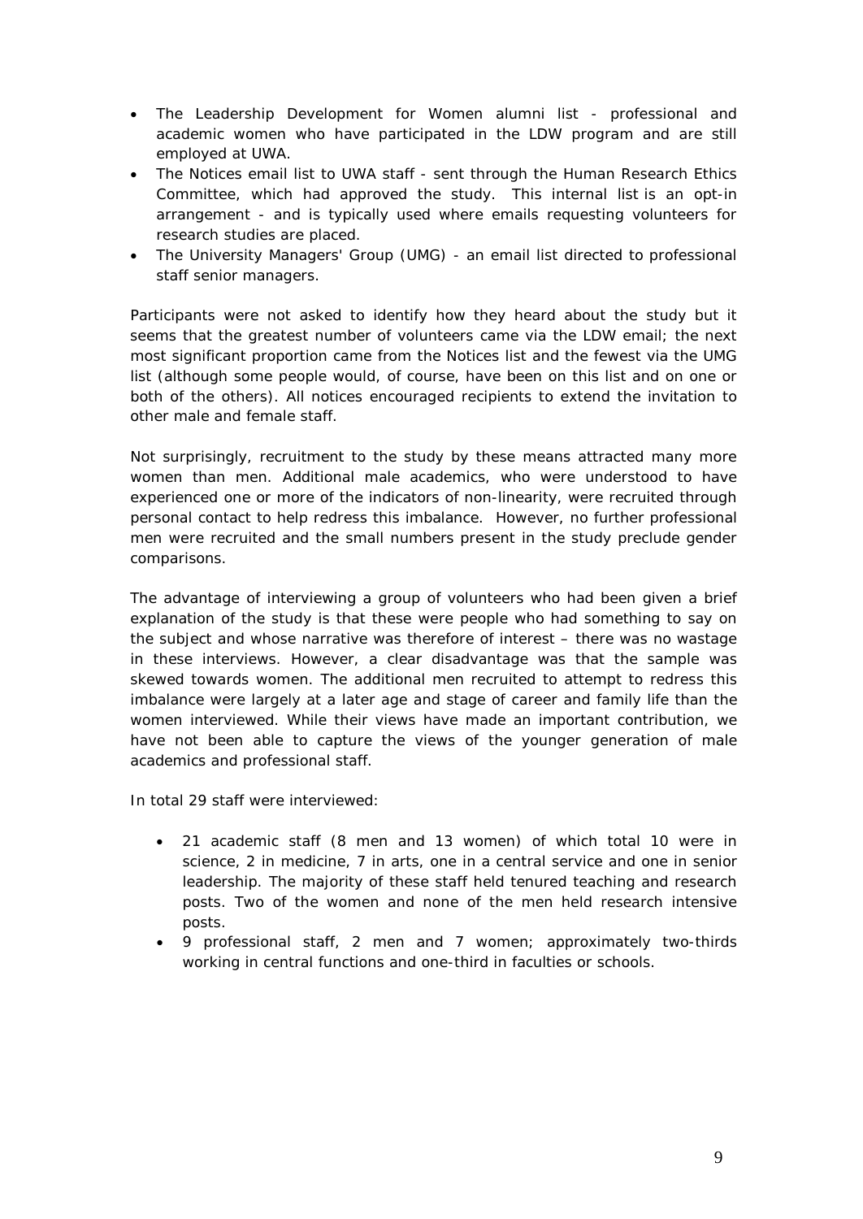- The Leadership Development for Women alumni list - professional and academic women who have participated in the LDW program and are still employed at UWA.
- The Notices email list to UWA staff - sent through the Human Research Ethics Committee, which had approved the study. This internal list is an opt-in arrangement - and is typically used where emails requesting volunteers for research studies are placed.
- The University Managers' Group (UMG) - an email list directed to professional staff senior managers.

Participants were not asked to identify how they heard about the study but it seems that the greatest number of volunteers came via the LDW email; the next most significant proportion came from the Notices list and the fewest via the UMG list (although some people would, of course, have been on this list and on one or both of the others). All notices encouraged recipients to extend the invitation to other male and female staff.

Not surprisingly, recruitment to the study by these means attracted many more women than men. Additional male academics, who were understood to have experienced one or more of the indicators of non-linearity, were recruited through personal contact to help redress this imbalance. However, no further professional men were recruited and the small numbers present in the study preclude gender comparisons.

The advantage of interviewing a group of volunteers who had been given a brief explanation of the study is that these were people who had something to say on the subject and whose narrative was therefore of interest – there was no wastage in these interviews. However, a clear disadvantage was that the sample was skewed towards women. The additional men recruited to attempt to redress this imbalance were largely at a later age and stage of career and family life than the women interviewed. While their views have made an important contribution, we have not been able to capture the views of the younger generation of male academics and professional staff.

In total 29 staff were interviewed:

- 21 academic staff (8 men and 13 women) of which total 10 were in science, 2 in medicine, 7 in arts, one in a central service and one in senior leadership. The majority of these staff held tenured teaching and research posts. Two of the women and none of the men held research intensive posts.
- 9 professional staff, 2 men and 7 women; approximately two-thirds working in central functions and one-third in faculties or schools.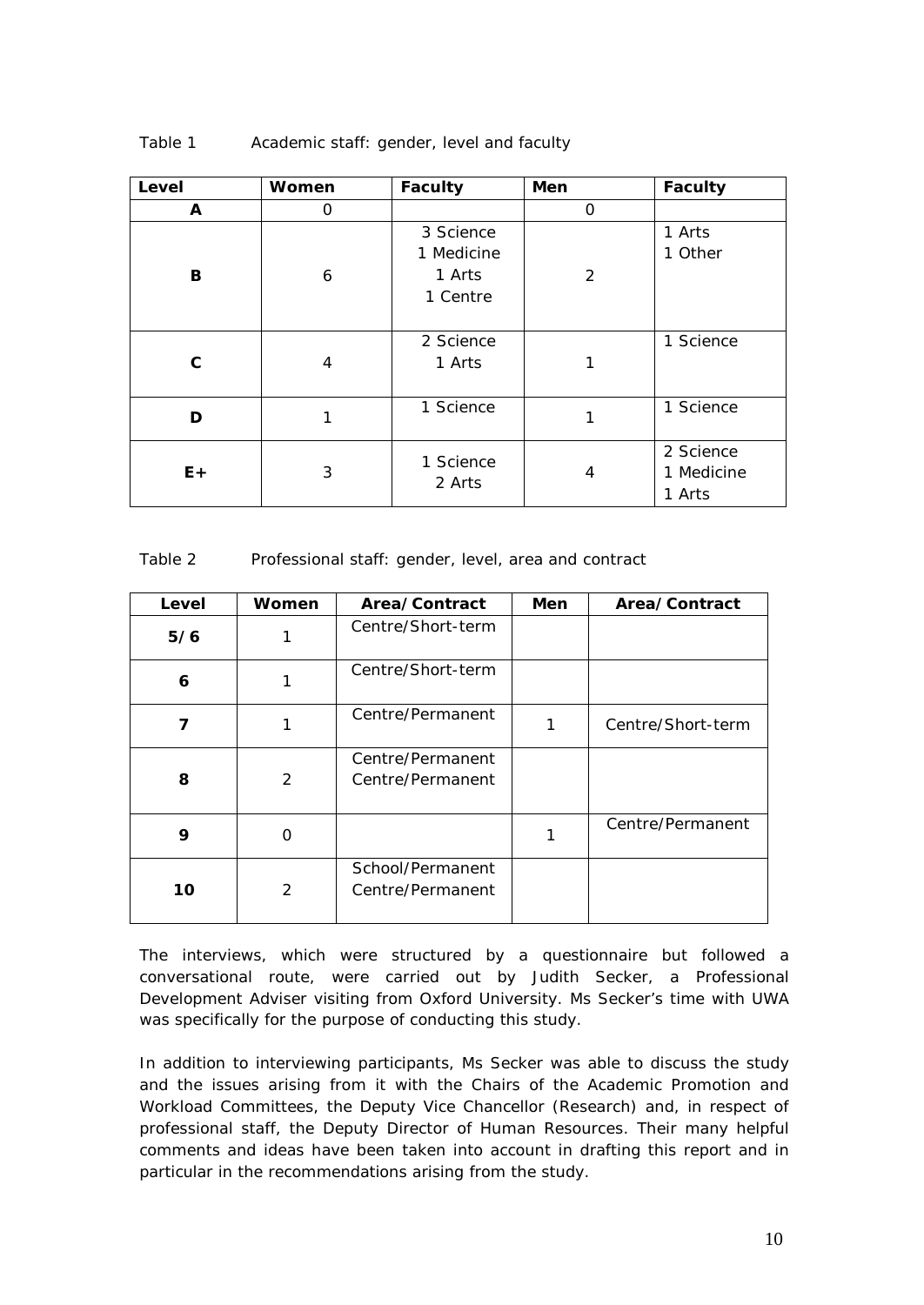Table 1 Academic staff: gender, level and faculty

| Level | Women | Faculty | Men | Faculty |
|---|---|---|---|---|
| A | 0 | | 0 | |
| B | 6 | 3 Science<br>1 Medicine<br>1 Arts<br>1 Centre | 2 | 1 Arts<br>1 Other |
| C | 4 | 2 Science<br>1 Arts | 1 | 1 Science |
| D | 1 | 1 Science | 1 | 1 Science |
| E+ | 3 | 1 Science<br>2 Arts | 4 | 2 Science<br>1 Medicine<br>1 Arts |

Table 2 Professional staff: gender, level, area and contract

| Level | Women | Area/Contract | Men | Area/Contract |
|---|---|---|---|---|
| 5/6 | 1 | Centre/Short-term | | |
| 6 | 1 | Centre/Short-term | | |
| 7 | 1 | Centre/Permanent | 1 | Centre/Short-term |
| 8 | 2 | Centre/Permanent<br>Centre/Permanent | | |
| 9 | 0 | | 1 | Centre/Permanent |
| 10 | 2 | School/Permanent<br>Centre/Permanent | | |

The interviews, which were structured by a questionnaire but followed a conversational route, were carried out by Judith Secker, a Professional Development Adviser visiting from Oxford University. Ms Secker's time with UWA was specifically for the purpose of conducting this study.

In addition to interviewing participants, Ms Secker was able to discuss the study and the issues arising from it with the Chairs of the Academic Promotion and Workload Committees, the Deputy Vice Chancellor (Research) and, in respect of professional staff, the Deputy Director of Human Resources. Their many helpful comments and ideas have been taken into account in drafting this report and in particular in the recommendations arising from the study.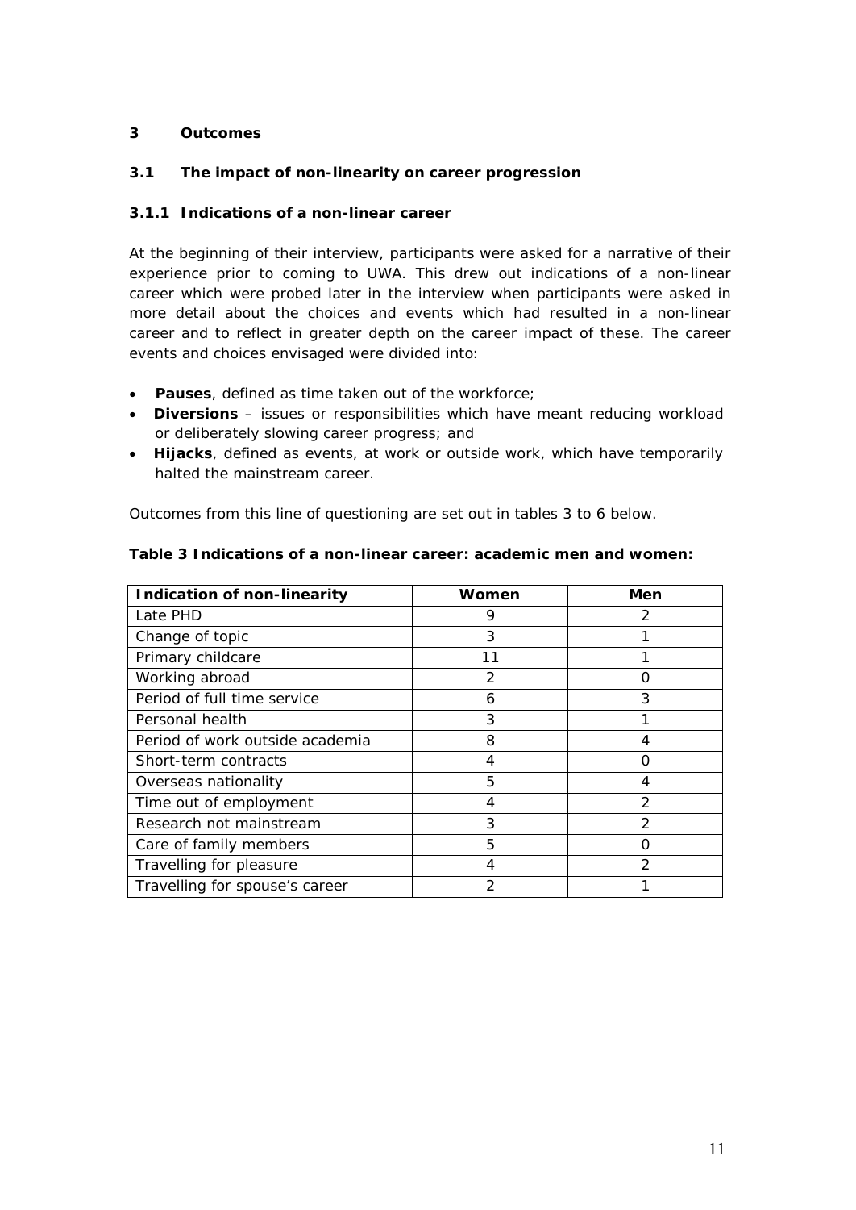# 3 Outcomes

## 3.1 The impact of non-linearity on career progression

### 3.1.1 Indications of a non-linear career

At the beginning of their interview, participants were asked for a narrative of their experience prior to coming to UWA. This drew out indications of a non-linear career which were probed later in the interview when participants were asked in more detail about the choices and events which had resulted in a non-linear career and to reflect in greater depth on the career impact of these. The career events and choices envisaged were divided into:

- **Pauses**, defined as time taken out of the workforce;
- **Diversions** – issues or responsibilities which have meant reducing workload or deliberately slowing career progress; and
- **Hijacks**, defined as events, at work or outside work, which have temporarily halted the mainstream career.

Outcomes from this line of questioning are set out in tables 3 to 6 below.

**Table 3 Indications of a non-linear career: academic men and women:**

| Indication of non-linearity | Women | Men |
|---|---|---|
| Late PHD | 9 | 2 |
| Change of topic | 3 | 1 |
| Primary childcare | 11 | 1 |
| Working abroad | 2 | 0 |
| Period of full time service | 6 | 3 |
| Personal health | 3 | 1 |
| Period of work outside academia | 8 | 4 |
| Short-term contracts | 4 | 0 |
| Overseas nationality | 5 | 4 |
| Time out of employment | 4 | 2 |
| Research not mainstream | 3 | 2 |
| Care of family members | 5 | 0 |
| Travelling for pleasure | 4 | 2 |
| Travelling for spouse's career | 2 | 1 |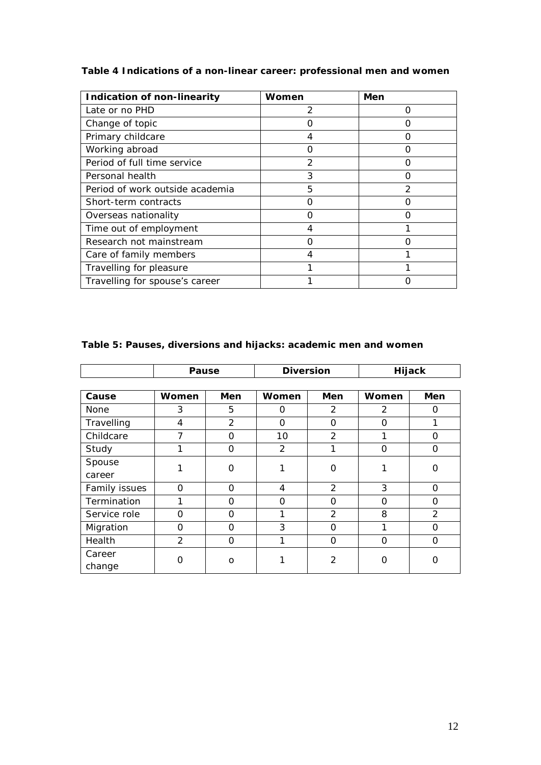**Table 4 Indications of a non-linear career: professional men and women**

| Indication of non-linearity | Women | Men |
|---|---|---|
| Late or no PHD | 2 | 0 |
| Change of topic | 0 | 0 |
| Primary childcare | 4 | 0 |
| Working abroad | 0 | 0 |
| Period of full time service | 2 | 0 |
| Personal health | 3 | 0 |
| Period of work outside academia | 5 | 2 |
| Short-term contracts | 0 | 0 |
| Overseas nationality | 0 | 0 |
| Time out of employment | 4 | 1 |
| Research not mainstream | 0 | 0 |
| Care of family members | 4 | 1 |
| Travelling for pleasure | 1 | 1 |
| Travelling for spouse's career | 1 | 0 |

**Table 5: Pauses, diversions and hijacks: academic men and women**

| | Pause | | Diversion | | Hijack | |
|---|---|---|---|---|---|---|
| **Cause** | **Women** | **Men** | **Women** | **Men** | **Women** | **Men** |
| None | 3 | 5 | 0 | 2 | 2 | 0 |
| Travelling | 4 | 2 | 0 | 0 | 0 | 1 |
| Childcare | 7 | 0 | 10 | 2 | 1 | 0 |
| Study | 1 | 0 | 2 | 1 | 0 | 0 |
| Spouse career | 1 | 0 | 1 | 0 | 1 | 0 |
| Family issues | 0 | 0 | 4 | 2 | 3 | 0 |
| Termination | 1 | 0 | 0 | 0 | 0 | 0 |
| Service role | 0 | 0 | 1 | 2 | 8 | 2 |
| Migration | 0 | 0 | 3 | 0 | 1 | 0 |
| Health | 2 | 0 | 1 | 0 | 0 | 0 |
| Career change | 0 | o | 1 | 2 | 0 | 0 |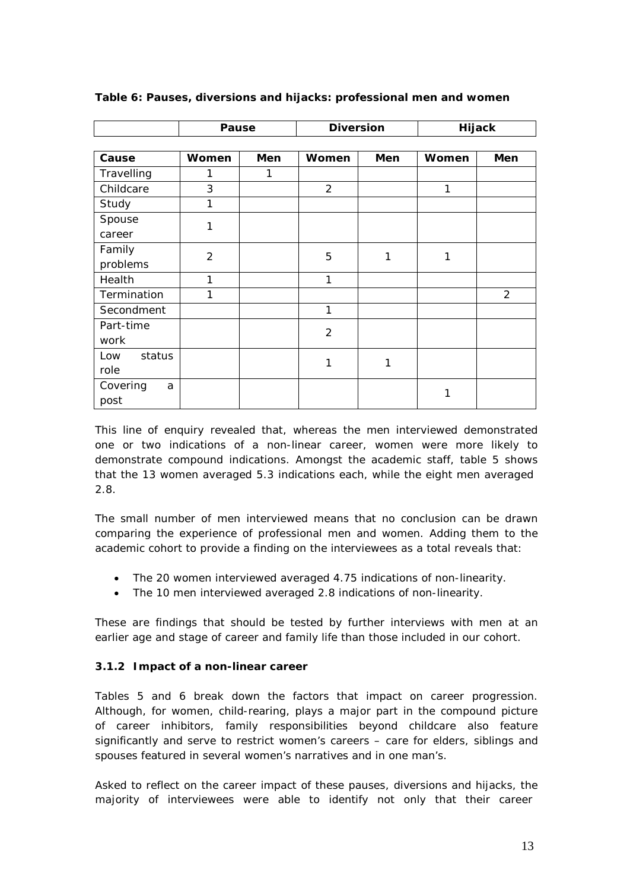**Table 6: Pauses, diversions and hijacks: professional men and women**

| | Pause | | Diversion | | Hijack | |
|---|---|---|---|---|---|---|
| **Cause** | **Women** | **Men** | **Women** | **Men** | **Women** | **Men** |
| Travelling | 1 | 1 | | | | |
| Childcare | 3 | | 2 | | 1 | |
| Study | 1 | | | | | |
| Spouse career | 1 | | | | | |
| Family problems | 2 | | 5 | 1 | 1 | |
| Health | 1 | | 1 | | | |
| Termination | 1 | | | | | 2 |
| Secondment | | | 1 | | | |
| Part-time work | | | 2 | | | |
| Low status role | | | 1 | 1 | | |
| Covering a post | | | | | 1 | |

This line of enquiry revealed that, whereas the men interviewed demonstrated one or two indications of a non-linear career, women were more likely to demonstrate compound indications. Amongst the academic staff, table 5 shows that the 13 women averaged 5.3 indications each, while the eight men averaged 2.8.

The small number of men interviewed means that no conclusion can be drawn comparing the experience of professional men and women. Adding them to the academic cohort to provide a finding on the interviewees as a total reveals that:

- The 20 women interviewed averaged 4.75 indications of non-linearity.
- The 10 men interviewed averaged 2.8 indications of non-linearity.

These are findings that should be tested by further interviews with men at an earlier age and stage of career and family life than those included in our cohort.

### 3.1.2 Impact of a non-linear career

Tables 5 and 6 break down the factors that impact on career progression. Although, for women, child-rearing, plays a major part in the compound picture of career inhibitors, family responsibilities beyond childcare also feature significantly and serve to restrict women's careers – care for elders, siblings and spouses featured in several women's narratives and in one man's.

Asked to reflect on the career impact of these pauses, diversions and hijacks, the majority of interviewees were able to identify not only that their career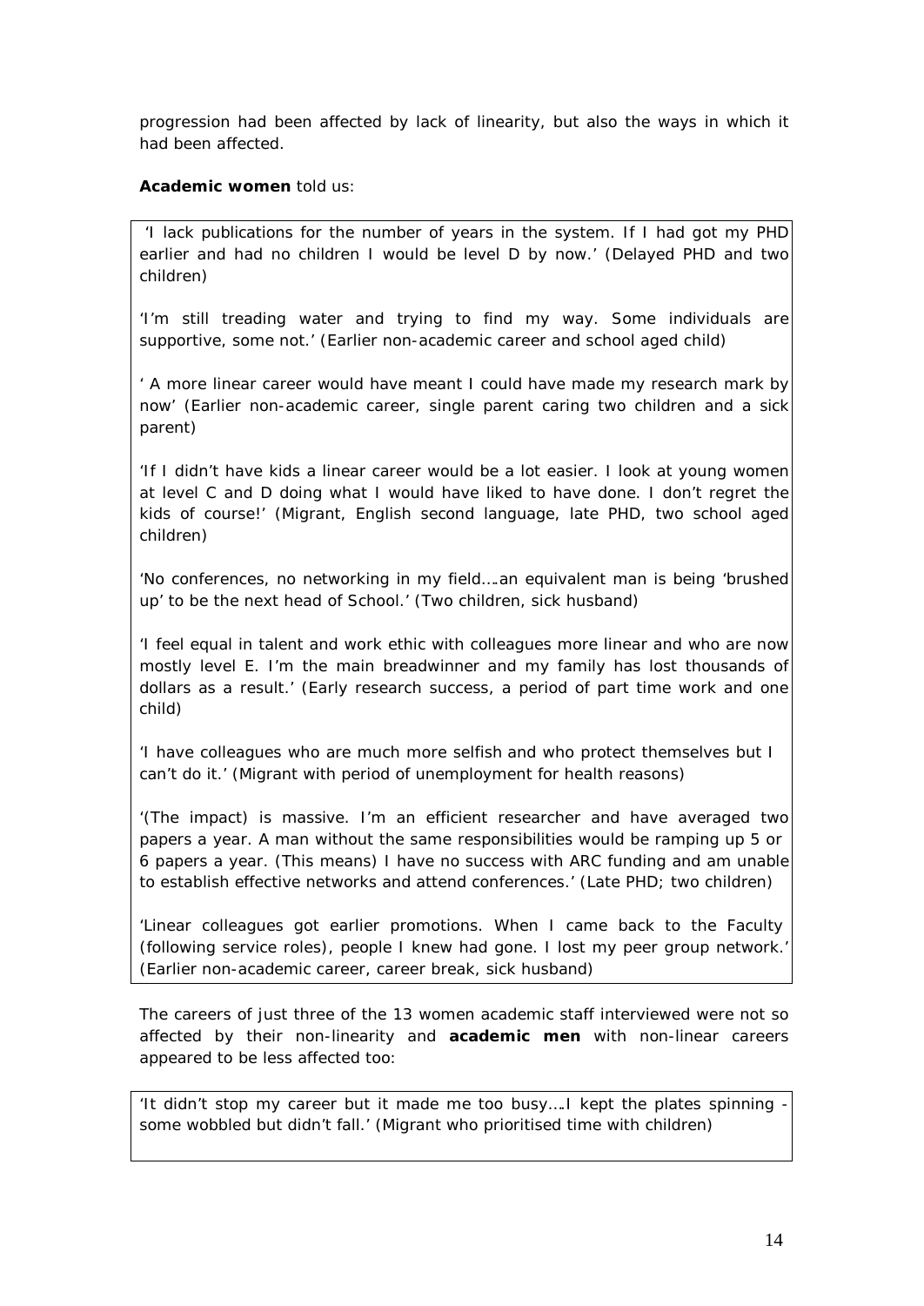progression had been affected by lack of linearity, but also the ways in which it had been affected.

**Academic women** told us:

*'I lack publications for the number of years in the system. If I had got my PHD earlier and had no children I would be level D by now.' (Delayed PHD and two children)*

*'I'm still treading water and trying to find my way. Some individuals are supportive, some not.' (Earlier non-academic career and school aged child)*

*' A more linear career would have meant I could have made my research mark by now' (Earlier non-academic career, single parent caring two children and a sick parent)*

*'If I didn't have kids a linear career would be a lot easier. I look at young women at level C and D doing what I would have liked to have done. I don't regret the kids of course!' (Migrant, English second language, late PHD, two school aged children)*

*'No conferences, no networking in my field….an equivalent man is being 'brushed up' to be the next head of School.' (Two children, sick husband)*

*'I feel equal in talent and work ethic with colleagues more linear and who are now mostly level E. I'm the main breadwinner and my family has lost thousands of dollars as a result.' (Early research success, a period of part time work and one child)*

*'I have colleagues who are much more selfish and who protect themselves but I can't do it.' (Migrant with period of unemployment for health reasons)*

*'(The impact) is massive. I'm an efficient researcher and have averaged two papers a year. A man without the same responsibilities would be ramping up 5 or 6 papers a year. (This means) I have no success with ARC funding and am unable to establish effective networks and attend conferences.' (Late PHD; two children)*

*'Linear colleagues got earlier promotions. When I came back to the Faculty (following service roles), people I knew had gone. I lost my peer group network.' (Earlier non-academic career, career break, sick husband)*

The careers of just three of the 13 women academic staff interviewed were not so affected by their non-linearity and **academic men** with non-linear careers appeared to be less affected too:

*'It didn't stop my career but it made me too busy….I kept the plates spinning - some wobbled but didn't fall.' (Migrant who prioritised time with children)*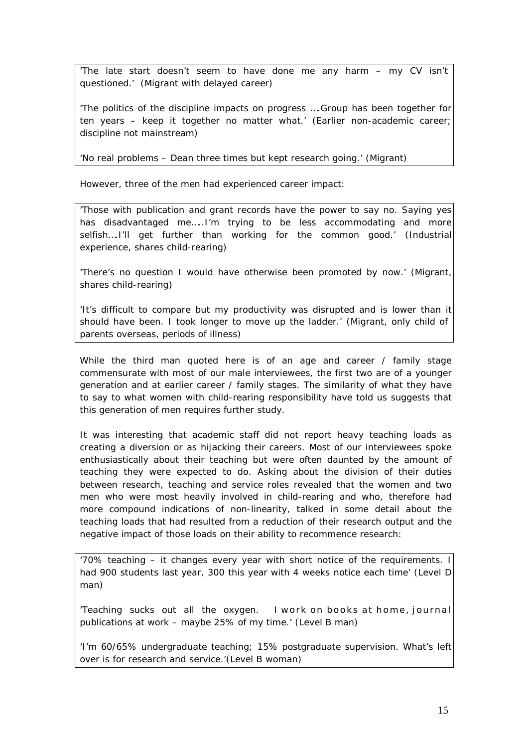> 'The late start doesn't seem to have done me any harm – my CV isn't questioned.' *(Migrant with delayed career)*
>
> 'The politics of the discipline impacts on progress ….Group has been together for ten years – keep it together no matter what.' *(Earlier non-academic career; discipline not mainstream)*
>
> 'No real problems – Dean three times but kept research going.' *(Migrant)*

However, three of the men had experienced career impact:

> 'Those with publication and grant records have the power to say no. Saying yes has disadvantaged me…..I'm trying to be less accommodating and more selfish….I'll get further than working for the common good.' *(Industrial experience, shares child-rearing)*
>
> 'There's no question I would have otherwise been promoted by now.' *(Migrant, shares child-rearing)*
>
> 'It's difficult to compare but my productivity was disrupted and is lower than it should have been. I took longer to move up the ladder.' *(Migrant, only child of parents overseas, periods of illness)*

While the third man quoted here is of an age and career / family stage commensurate with most of our male interviewees, the first two are of a younger generation and at earlier career / family stages. The similarity of what they have to say to what women with child-rearing responsibility have told us suggests that this generation of men requires further study.

It was interesting that academic staff did not report heavy teaching loads as creating a diversion or as hijacking their careers. Most of our interviewees spoke enthusiastically about their teaching but were often daunted by the amount of teaching they were expected to do. Asking about the division of their duties between research, teaching and service roles revealed that the women and two men who were most heavily involved in child-rearing and who, therefore had more compound indications of non-linearity, talked in some detail about the teaching loads that had resulted from a reduction of their research output and the negative impact of those loads on their ability to recommence research:

> '70% teaching – it changes every year with short notice of the requirements. I had 900 students last year, 300 this year with 4 weeks notice each time' *(Level D man)*
>
> 'Teaching sucks out all the oxygen. I work on books at home, journal publications at work – maybe 25% of my time.' *(Level B man)*
>
> 'I'm 60/65% undergraduate teaching; 15% postgraduate supervision. What's left over is for research and service.'*(Level B woman)*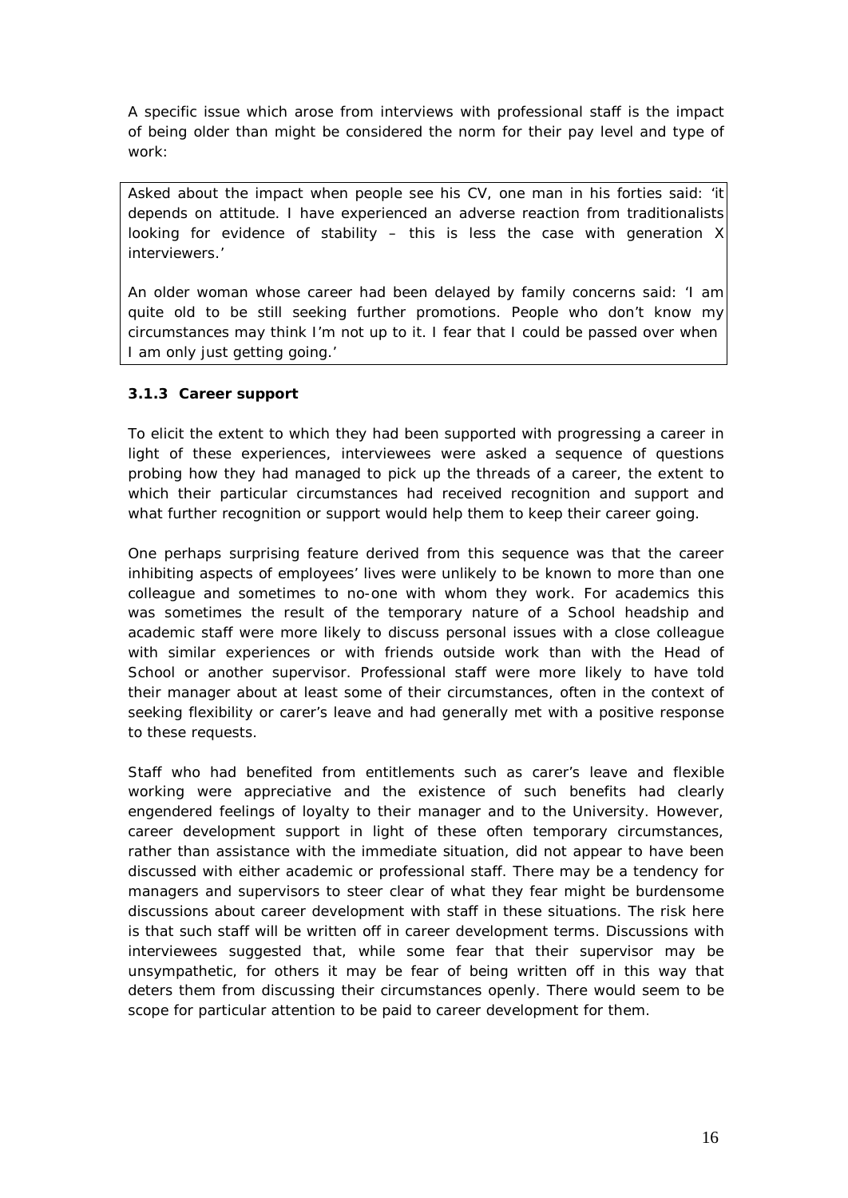A specific issue which arose from interviews with professional staff is the impact of being older than might be considered the norm for their pay level and type of work:

> Asked about the impact when people see his CV, one man in his forties said: 'it depends on attitude. I have experienced an adverse reaction from traditionalists looking for evidence of stability – this is less the case with generation X interviewers.'
>
> An older woman whose career had been delayed by family concerns said: 'I am quite old to be still seeking further promotions. People who don't know my circumstances may think I'm not up to it. I fear that I could be passed over when I am only just getting going.'

### 3.1.3 Career support

To elicit the extent to which they had been supported with progressing a career in light of these experiences, interviewees were asked a sequence of questions probing how they had managed to pick up the threads of a career, the extent to which their particular circumstances had received recognition and support and what further recognition or support would help them to keep their career going.

One perhaps surprising feature derived from this sequence was that the career inhibiting aspects of employees' lives were unlikely to be known to more than one colleague and sometimes to no-one with whom they work. For academics this was sometimes the result of the temporary nature of a School headship and academic staff were more likely to discuss personal issues with a close colleague with similar experiences or with friends outside work than with the Head of School or another supervisor. Professional staff were more likely to have told their manager about at least some of their circumstances, often in the context of seeking flexibility or carer's leave and had generally met with a positive response to these requests.

Staff who had benefited from entitlements such as carer's leave and flexible working were appreciative and the existence of such benefits had clearly engendered feelings of loyalty to their manager and to the University. However, career development support in light of these often temporary circumstances, rather than assistance with the immediate situation, did not appear to have been discussed with either academic or professional staff. There may be a tendency for managers and supervisors to steer clear of what they fear might be burdensome discussions about career development with staff in these situations. The risk here is that such staff will be written off in career development terms. Discussions with interviewees suggested that, while some fear that their supervisor may be unsympathetic, for others it may be fear of being written off in this way that deters them from discussing their circumstances openly. There would seem to be scope for particular attention to be paid to career development for them.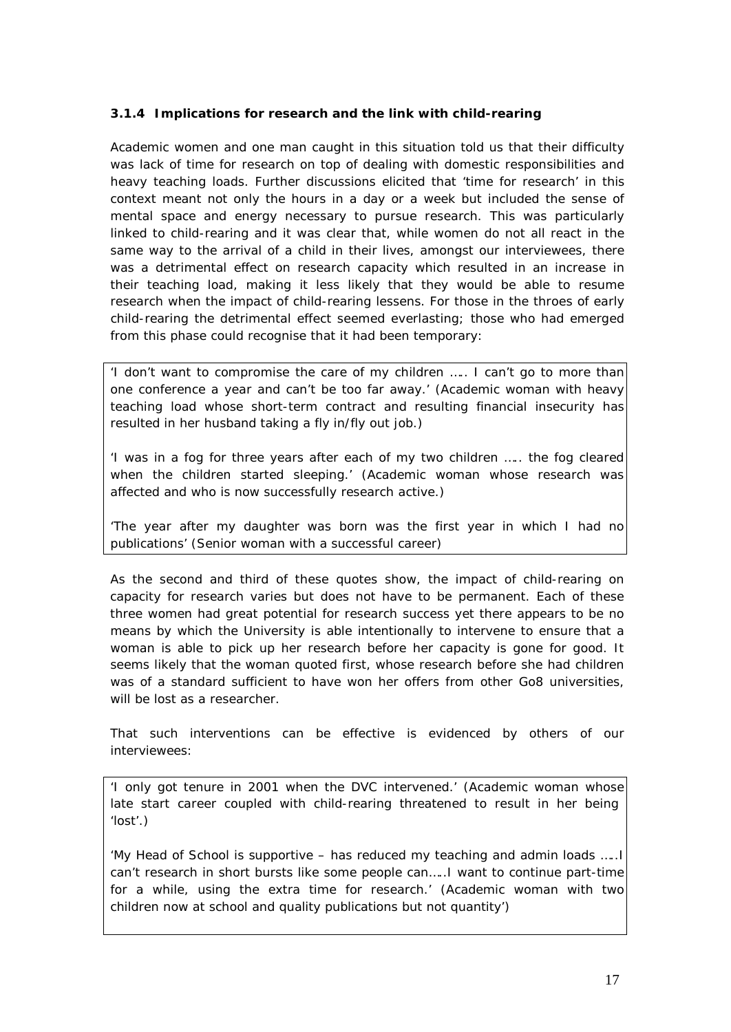### 3.1.4 Implications for research and the link with child-rearing

Academic women and one man caught in this situation told us that their difficulty was lack of time for research on top of dealing with domestic responsibilities and heavy teaching loads. Further discussions elicited that 'time for research' in this context meant not only the hours in a day or a week but included the sense of mental space and energy necessary to pursue research. This was particularly linked to child-rearing and it was clear that, while women do not all react in the same way to the arrival of a child in their lives, amongst our interviewees, there was a detrimental effect on research capacity which resulted in an increase in their teaching load, making it less likely that they would be able to resume research when the impact of child-rearing lessens. For those in the throes of early child-rearing the detrimental effect seemed everlasting; those who had emerged from this phase could recognise that it had been temporary:

> 'I don't want to compromise the care of my children ….. I can't go to more than one conference a year and can't be too far away.' (Academic woman with heavy teaching load whose short-term contract and resulting financial insecurity has resulted in her husband taking a fly in/fly out job.)
>
> 'I was in a fog for three years after each of my two children ….. the fog cleared when the children started sleeping.' (Academic woman whose research was affected and who is now successfully research active.)
>
> 'The year after my daughter was born was the first year in which I had no publications' (Senior woman with a successful career)

As the second and third of these quotes show, the impact of child-rearing on capacity for research varies but does not have to be permanent. Each of these three women had great potential for research success yet there appears to be no means by which the University is able intentionally to intervene to ensure that a woman is able to pick up her research before her capacity is gone for good. It seems likely that the woman quoted first, whose research before she had children was of a standard sufficient to have won her offers from other Go8 universities, will be lost as a researcher.

That such interventions can be effective is evidenced by others of our interviewees:

> 'I only got tenure in 2001 when the DVC intervened.' (Academic woman whose late start career coupled with child-rearing threatened to result in her being 'lost'.)
>
> 'My Head of School is supportive – has reduced my teaching and admin loads …..I can't research in short bursts like some people can…..I want to continue part-time for a while, using the extra time for research.' (Academic woman with two children now at school and quality publications but not quantity')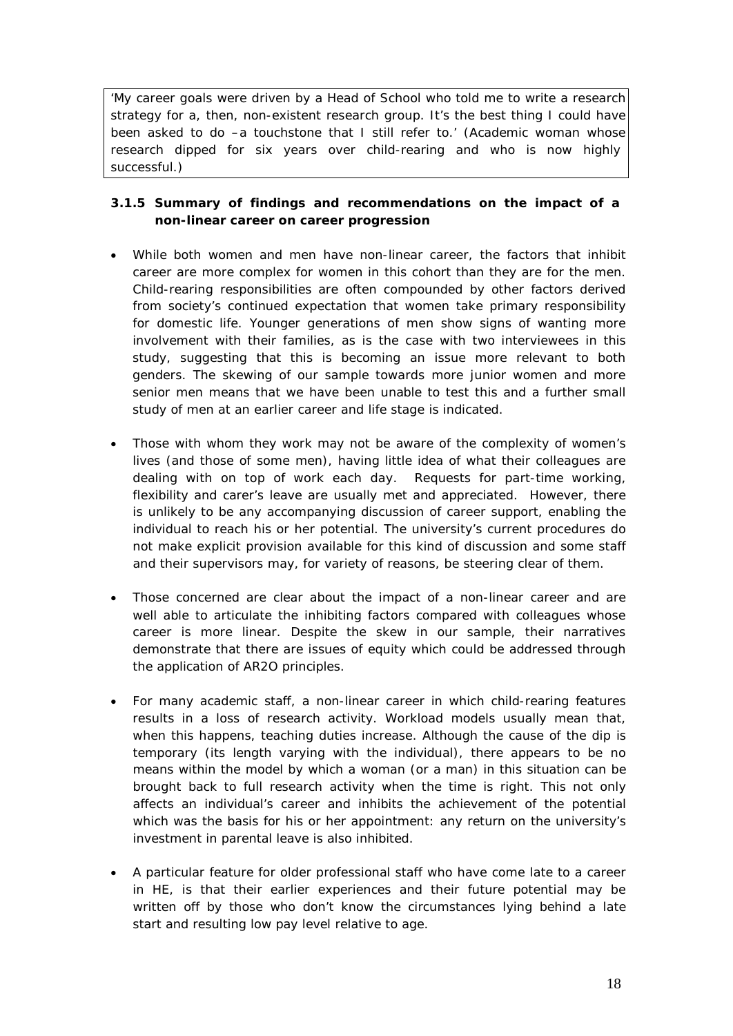'My career goals were driven by a Head of School who told me to write a research strategy for a, then, non-existent research group. It's the best thing I could have been asked to do –a touchstone that I still refer to.' (Academic woman whose research dipped for six years over child-rearing and who is now highly successful.)

### 3.1.5 Summary of findings and recommendations on the impact of a non-linear career on career progression

- While both women and men have non-linear career, the factors that inhibit career are more complex for women in this cohort than they are for the men. Child-rearing responsibilities are often compounded by other factors derived from society's continued expectation that women take primary responsibility for domestic life. Younger generations of men show signs of wanting more involvement with their families, as is the case with two interviewees in this study, suggesting that this is becoming an issue more relevant to both genders. The skewing of our sample towards more junior women and more senior men means that we have been unable to test this and a further small study of men at an earlier career and life stage is indicated.

- Those with whom they work may not be aware of the complexity of women's lives (and those of some men), having little idea of what their colleagues are dealing with on top of work each day. Requests for part-time working, flexibility and carer's leave are usually met and appreciated. However, there is unlikely to be any accompanying discussion of career support, enabling the individual to reach his or her potential. The university's current procedures do not make explicit provision available for this kind of discussion and some staff and their supervisors may, for variety of reasons, be steering clear of them.

- Those concerned are clear about the impact of a non-linear career and are well able to articulate the inhibiting factors compared with colleagues whose career is more linear. Despite the skew in our sample, their narratives demonstrate that there are issues of equity which could be addressed through the application of AR2O principles.

- For many academic staff, a non-linear career in which child-rearing features results in a loss of research activity. Workload models usually mean that, when this happens, teaching duties increase. Although the cause of the dip is temporary (its length varying with the individual), there appears to be no means within the model by which a woman (or a man) in this situation can be brought back to full research activity when the time is right. This not only affects an individual's career and inhibits the achievement of the potential which was the basis for his or her appointment: any return on the university's investment in parental leave is also inhibited.

- A particular feature for older professional staff who have come late to a career in HE, is that their earlier experiences and their future potential may be written off by those who don't know the circumstances lying behind a late start and resulting low pay level relative to age.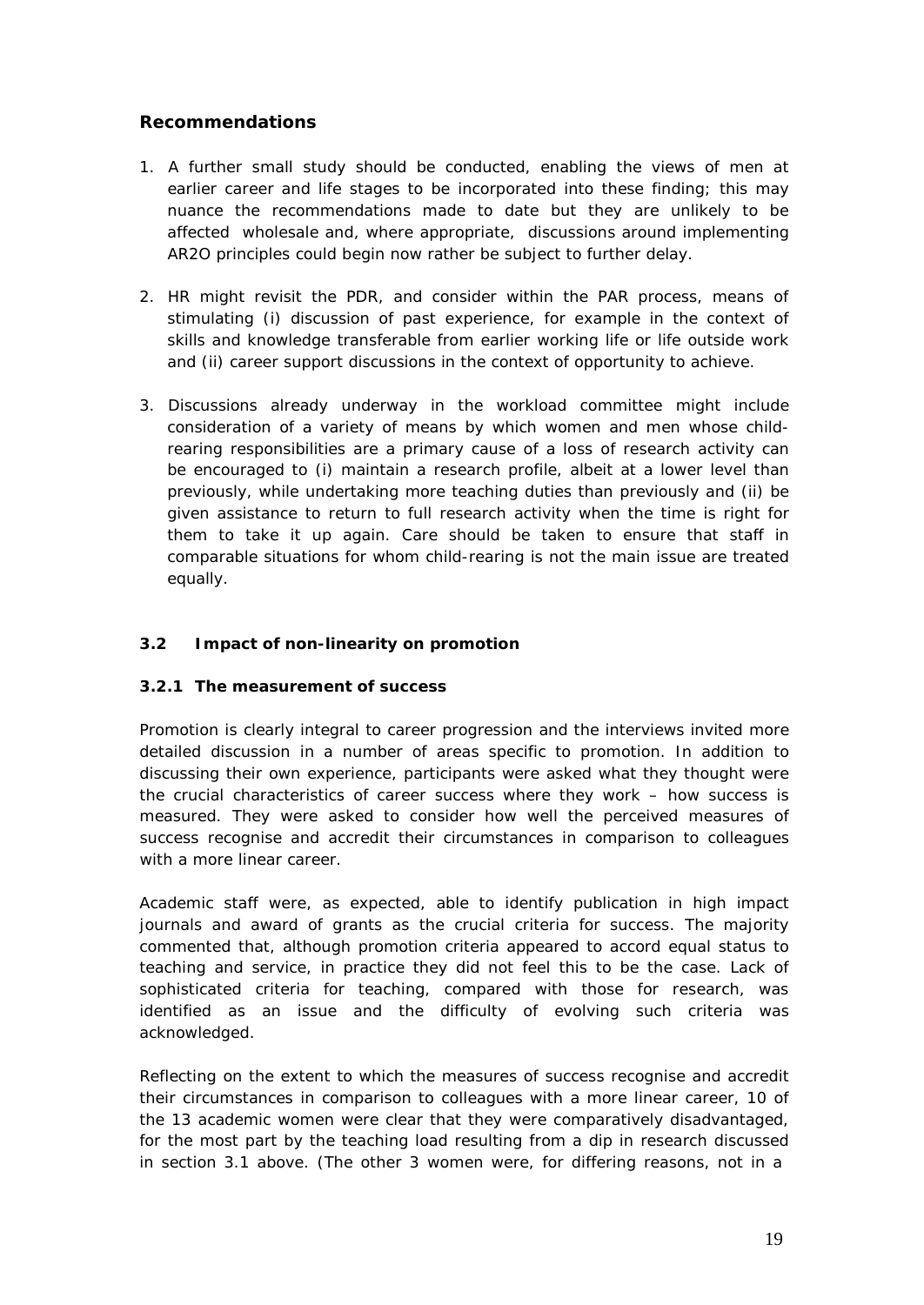### Recommendations

1. A further small study should be conducted, enabling the views of men at earlier career and life stages to be incorporated into these finding; this may nuance the recommendations made to date but they are unlikely to be affected wholesale and, where appropriate, discussions around implementing AR2O principles could begin now rather be subject to further delay.

2. HR might revisit the PDR, and consider within the PAR process, means of stimulating (i) discussion of past experience, for example in the context of skills and knowledge transferable from earlier working life or life outside work and (ii) career support discussions in the context of opportunity to achieve.

3. Discussions already underway in the workload committee might include consideration of a variety of means by which women and men whose child-rearing responsibilities are a primary cause of a loss of research activity can be encouraged to (i) maintain a research profile, albeit at a lower level than previously, while undertaking more teaching duties than previously and (ii) be given assistance to return to full research activity when the time is right for them to take it up again. Care should be taken to ensure that staff in comparable situations for whom child-rearing is not the main issue are treated equally.

### 3.2 Impact of non-linearity on promotion

#### 3.2.1 The measurement of success

Promotion is clearly integral to career progression and the interviews invited more detailed discussion in a number of areas specific to promotion. In addition to discussing their own experience, participants were asked what they thought were the crucial characteristics of career success where they work – how success is measured. They were asked to consider how well the perceived measures of success recognise and accredit their circumstances in comparison to colleagues with a more linear career.

Academic staff were, as expected, able to identify publication in high impact journals and award of grants as the crucial criteria for success. The majority commented that, although promotion criteria appeared to accord equal status to teaching and service, in practice they did not feel this to be the case. Lack of sophisticated criteria for teaching, compared with those for research, was identified as an issue and the difficulty of evolving such criteria was acknowledged.

Reflecting on the extent to which the measures of success recognise and accredit their circumstances in comparison to colleagues with a more linear career, 10 of the 13 academic women were clear that they were comparatively disadvantaged, for the most part by the teaching load resulting from a dip in research discussed in section 3.1 above. (The other 3 women were, for differing reasons, not in a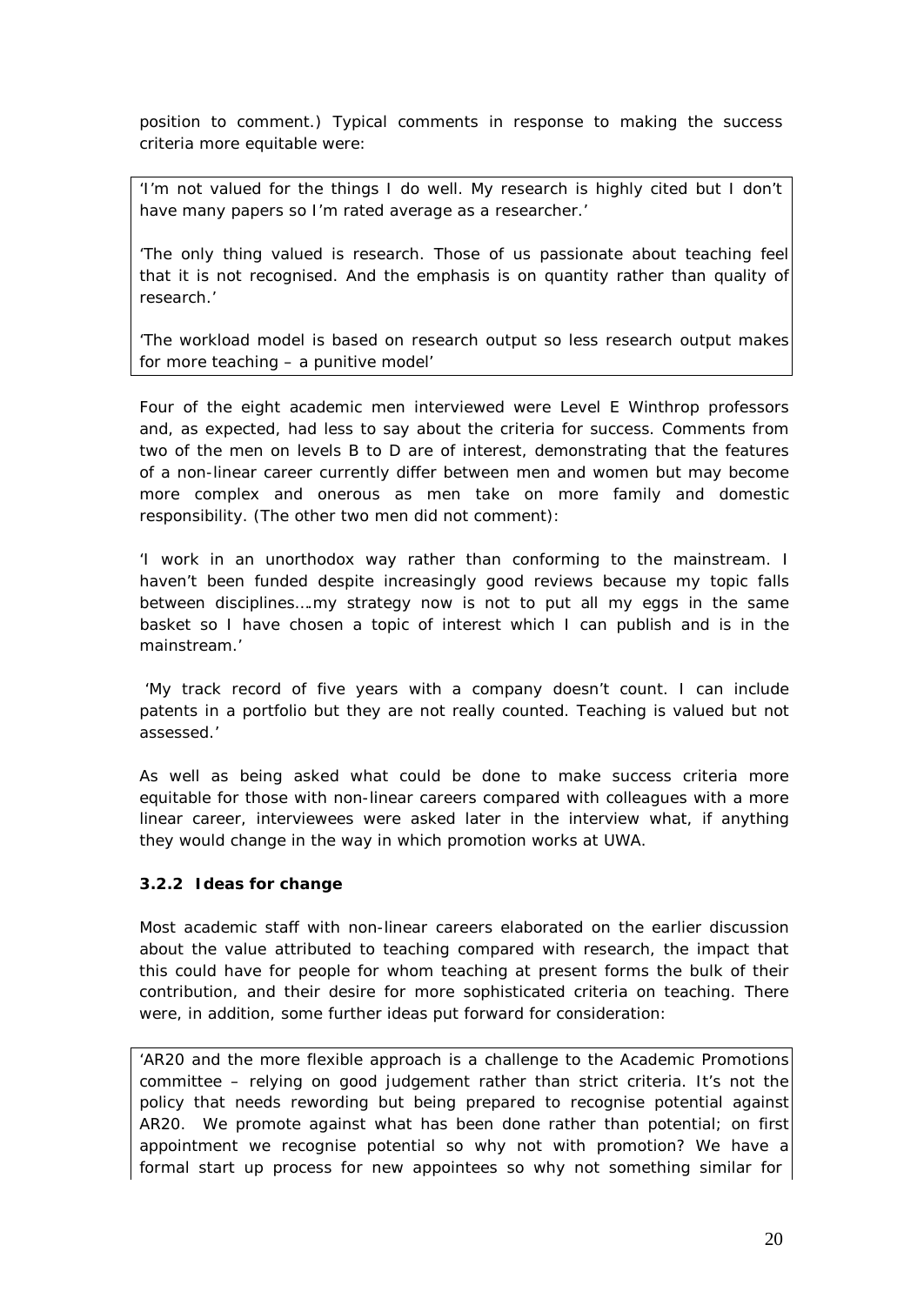position to comment.) Typical comments in response to making the success criteria more equitable were:

> 'I'm not valued for the things I do well. My research is highly cited but I don't have many papers so I'm rated average as a researcher.'
>
> 'The only thing valued is research. Those of us passionate about teaching feel that it is not recognised. And the emphasis is on quantity rather than quality of research.'
>
> 'The workload model is based on research output so less research output makes for more teaching – a punitive model'

Four of the eight academic men interviewed were Level E Winthrop professors and, as expected, had less to say about the criteria for success. Comments from two of the men on levels B to D are of interest, demonstrating that the features of a non-linear career currently differ between men and women but may become more complex and onerous as men take on more family and domestic responsibility. (The other two men did not comment):

'I work in an unorthodox way rather than conforming to the mainstream. I haven't been funded despite increasingly good reviews because my topic falls between disciplines….my strategy now is not to put all my eggs in the same basket so I have chosen a topic of interest which I can publish and is in the mainstream.'

'My track record of five years with a company doesn't count. I can include patents in a portfolio but they are not really counted. Teaching is valued but not assessed.'

As well as being asked what could be done to make success criteria more equitable for those with non-linear careers compared with colleagues with a more linear career, interviewees were asked later in the interview what, if anything they would change in the way in which promotion works at UWA.

### 3.2.2 Ideas for change

Most academic staff with non-linear careers elaborated on the earlier discussion about the value attributed to teaching compared with research, the impact that this could have for people for whom teaching at present forms the bulk of their contribution, and their desire for more sophisticated criteria on teaching. There were, in addition, some further ideas put forward for consideration:

> 'AR20 and the more flexible approach is a challenge to the Academic Promotions committee – relying on good judgement rather than strict criteria. It's not the policy that needs rewording but being prepared to recognise potential against AR20. We promote against what has been done rather than potential; on first appointment we recognise potential so why not with promotion? We have a formal start up process for new appointees so why not something similar for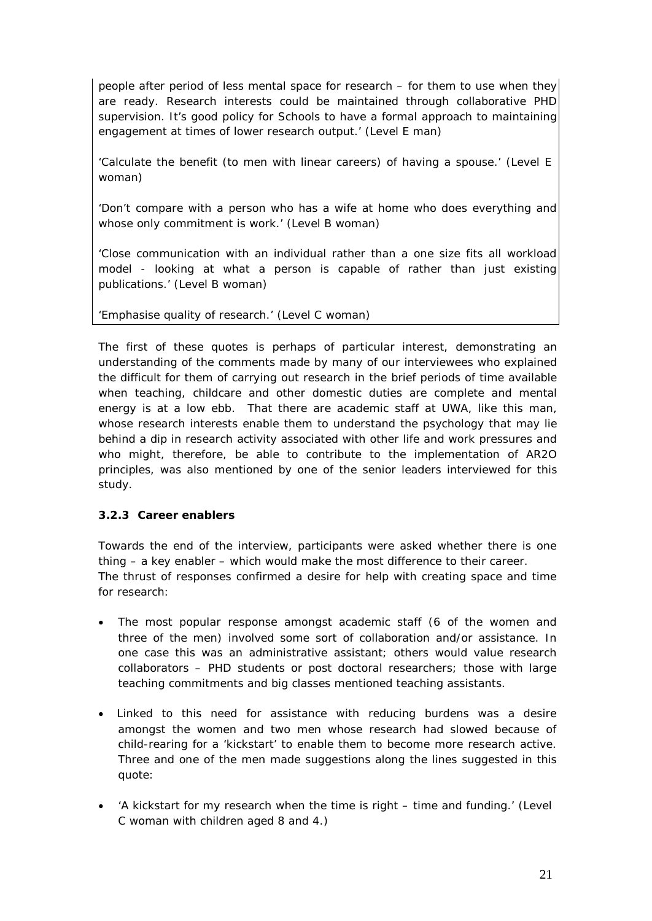people after period of less mental space for research – for them to use when they are ready. Research interests could be maintained through collaborative PHD supervision. It's good policy for Schools to have a formal approach to maintaining engagement at times of lower research output.' (Level E man)

'Calculate the benefit (to men with linear careers) of having a spouse.' (Level E woman)

'Don't compare with a person who has a wife at home who does everything and whose only commitment is work.' (Level B woman)

'Close communication with an individual rather than a one size fits all workload model - looking at what a person is capable of rather than just existing publications.' (Level B woman)

'Emphasise quality of research.' (Level C woman)

The first of these quotes is perhaps of particular interest, demonstrating an understanding of the comments made by many of our interviewees who explained the difficult for them of carrying out research in the brief periods of time available when teaching, childcare and other domestic duties are complete and mental energy is at a low ebb. That there are academic staff at UWA, like this man, whose research interests enable them to understand the psychology that may lie behind a dip in research activity associated with other life and work pressures and who might, therefore, be able to contribute to the implementation of AR2O principles, was also mentioned by one of the senior leaders interviewed for this study.

### 3.2.3 Career enablers

Towards the end of the interview, participants were asked whether there is one thing – a key enabler – which would make the most difference to their career.
The thrust of responses confirmed a desire for help with creating space and time for research:

- The most popular response amongst academic staff (6 of the women and three of the men) involved some sort of collaboration and/or assistance. In one case this was an administrative assistant; others would value research collaborators – PHD students or post doctoral researchers; those with large teaching commitments and big classes mentioned teaching assistants.
- Linked to this need for assistance with reducing burdens was a desire amongst the women and two men whose research had slowed because of child-rearing for a 'kickstart' to enable them to become more research active. Three and one of the men made suggestions along the lines suggested in this quote:
- 'A kickstart for my research when the time is right – time and funding.' (Level C woman with children aged 8 and 4.)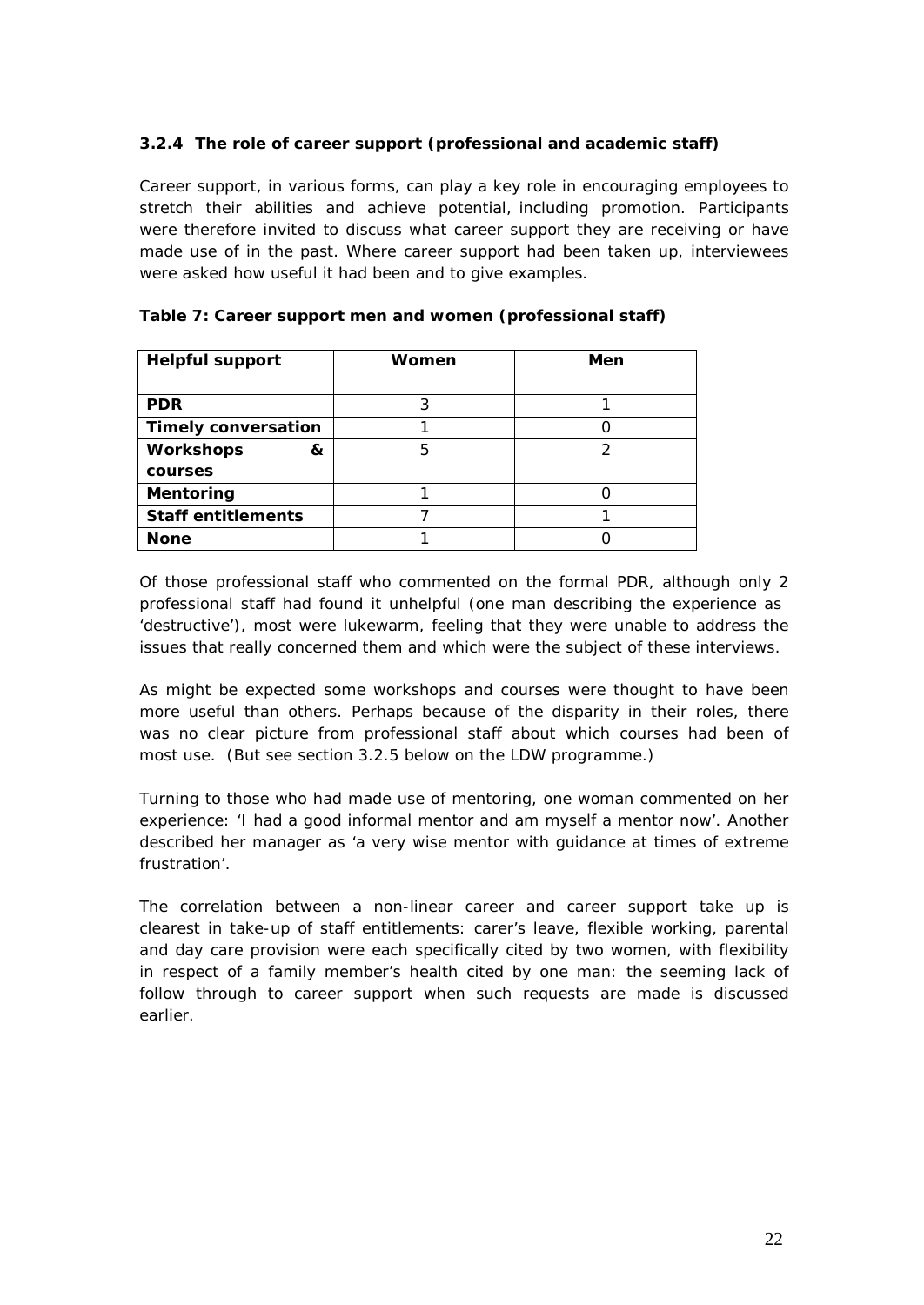### 3.2.4 The role of career support (professional and academic staff)

Career support, in various forms, can play a key role in encouraging employees to stretch their abilities and achieve potential, including promotion. Participants were therefore invited to discuss what career support they are receiving or have made use of in the past. Where career support had been taken up, interviewees were asked how useful it had been and to give examples.

**Table 7: Career support men and women (professional staff)**

| Helpful support | Women | Men |
|---|---|---|
| **PDR** | 3 | 1 |
| **Timely conversation** | 1 | 0 |
| **Workshops & courses** | 5 | 2 |
| **Mentoring** | 1 | 0 |
| **Staff entitlements** | 7 | 1 |
| **None** | 1 | 0 |

Of those professional staff who commented on the formal PDR, although only 2 professional staff had found it unhelpful (one man describing the experience as 'destructive'), most were lukewarm, feeling that they were unable to address the issues that really concerned them and which were the subject of these interviews.

As might be expected some workshops and courses were thought to have been more useful than others. Perhaps because of the disparity in their roles, there was no clear picture from professional staff about which courses had been of most use. (But see section 3.2.5 below on the LDW programme.)

Turning to those who had made use of mentoring, one woman commented on her experience: 'I had a good informal mentor and am myself a mentor now'. Another described her manager as 'a very wise mentor with guidance at times of extreme frustration'.

The correlation between a non-linear career and career support take up is clearest in take-up of staff entitlements: carer's leave, flexible working, parental and day care provision were each specifically cited by two women, with flexibility in respect of a family member's health cited by one man: the seeming lack of follow through to career support when such requests are made is discussed earlier.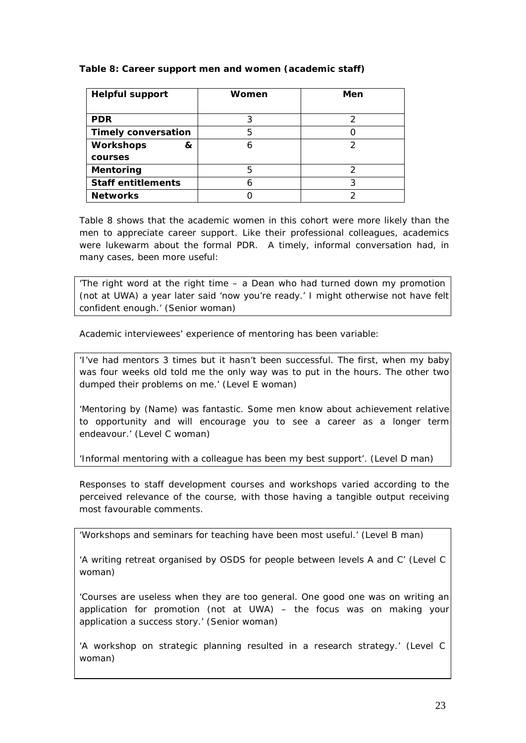**Table 8: Career support men and women (academic staff)**

| Helpful support | Women | Men |
|---|---|---|
| **PDR** | 3 | 2 |
| **Timely conversation** | 5 | 0 |
| **Workshops & courses** | 6 | 2 |
| **Mentoring** | 5 | 2 |
| **Staff entitlements** | 6 | 3 |
| **Networks** | 0 | 2 |

Table 8 shows that the academic women in this cohort were more likely than the men to appreciate career support. Like their professional colleagues, academics were lukewarm about the formal PDR. A timely, informal conversation had, in many cases, been more useful:

> 'The right word at the right time – a Dean who had turned down my promotion (not at UWA) a year later said 'now you're ready.' I might otherwise not have felt confident enough.' (Senior woman)

Academic interviewees' experience of mentoring has been variable:

> 'I've had mentors 3 times but it hasn't been successful. The first, when my baby was four weeks old told me the only way was to put in the hours. The other two dumped their problems on me.' (Level E woman)
>
> 'Mentoring by (Name) was fantastic. Some men know about achievement relative to opportunity and will encourage you to see a career as a longer term endeavour.' (Level C woman)
>
> 'Informal mentoring with a colleague has been my best support'. (Level D man)

Responses to staff development courses and workshops varied according to the perceived relevance of the course, with those having a tangible output receiving most favourable comments.

> 'Workshops and seminars for teaching have been most useful.' (Level B man)
>
> 'A writing retreat organised by OSDS for people between levels A and C' (Level C woman)
>
> 'Courses are useless when they are too general. One good one was on writing an application for promotion (not at UWA) – the focus was on making your application a success story.' (Senior woman)
>
> 'A workshop on strategic planning resulted in a research strategy.' (Level C woman)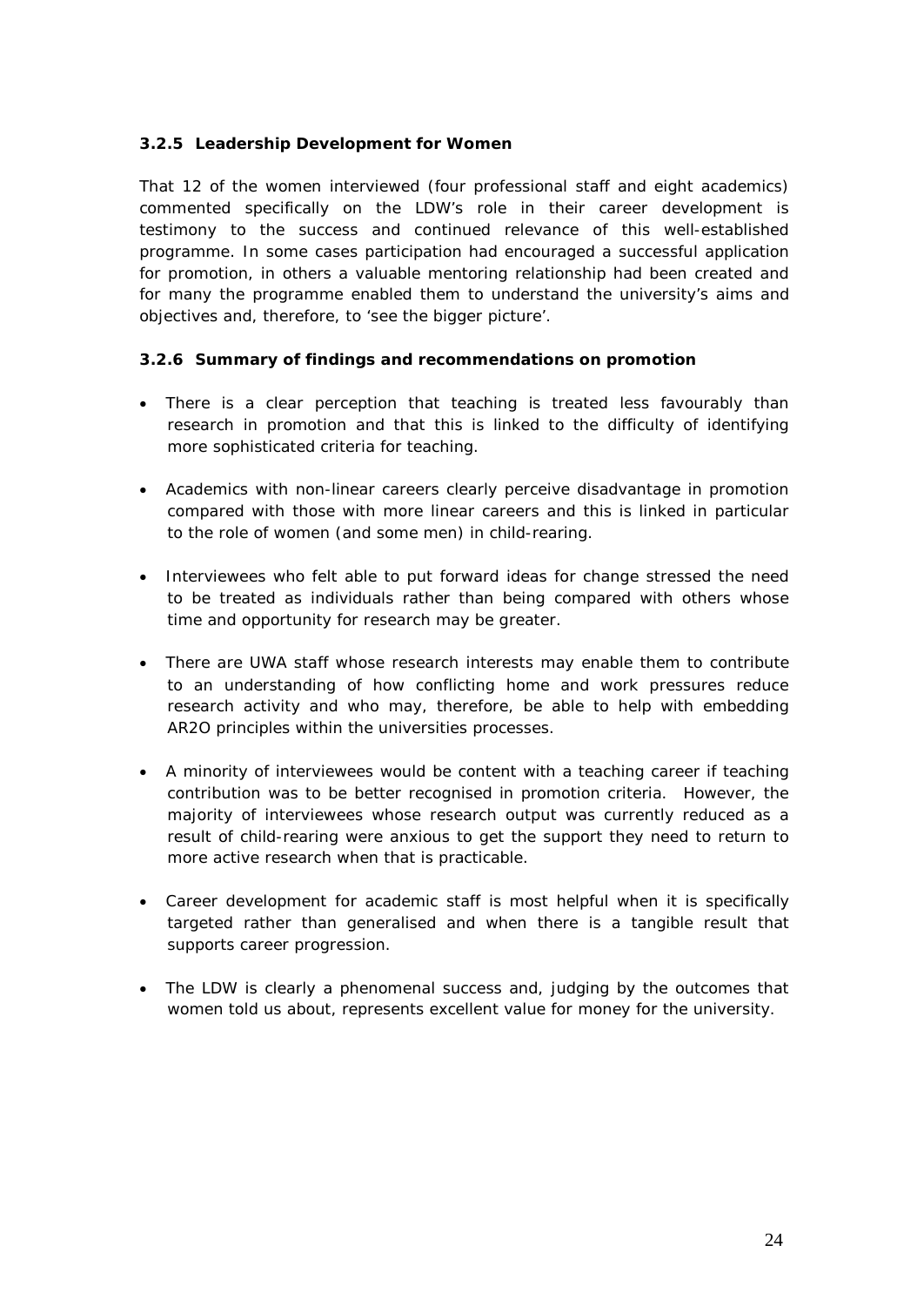### 3.2.5 Leadership Development for Women

That 12 of the women interviewed (four professional staff and eight academics) commented specifically on the LDW's role in their career development is testimony to the success and continued relevance of this well-established programme. In some cases participation had encouraged a successful application for promotion, in others a valuable mentoring relationship had been created and for many the programme enabled them to understand the university's aims and objectives and, therefore, to 'see the bigger picture'.

### 3.2.6 Summary of findings and recommendations on promotion

- There is a clear perception that teaching is treated less favourably than research in promotion and that this is linked to the difficulty of identifying more sophisticated criteria for teaching.
- Academics with non-linear careers clearly perceive disadvantage in promotion compared with those with more linear careers and this is linked in particular to the role of women (and some men) in child-rearing.
- Interviewees who felt able to put forward ideas for change stressed the need to be treated as individuals rather than being compared with others whose time and opportunity for research may be greater.
- There are UWA staff whose research interests may enable them to contribute to an understanding of how conflicting home and work pressures reduce research activity and who may, therefore, be able to help with embedding AR2O principles within the universities processes.
- A minority of interviewees would be content with a teaching career if teaching contribution was to be better recognised in promotion criteria. However, the majority of interviewees whose research output was currently reduced as a result of child-rearing were anxious to get the support they need to return to more active research when that is practicable.
- Career development for academic staff is most helpful when it is specifically targeted rather than generalised and when there is a tangible result that supports career progression.
- The LDW is clearly a phenomenal success and, judging by the outcomes that women told us about, represents excellent value for money for the university.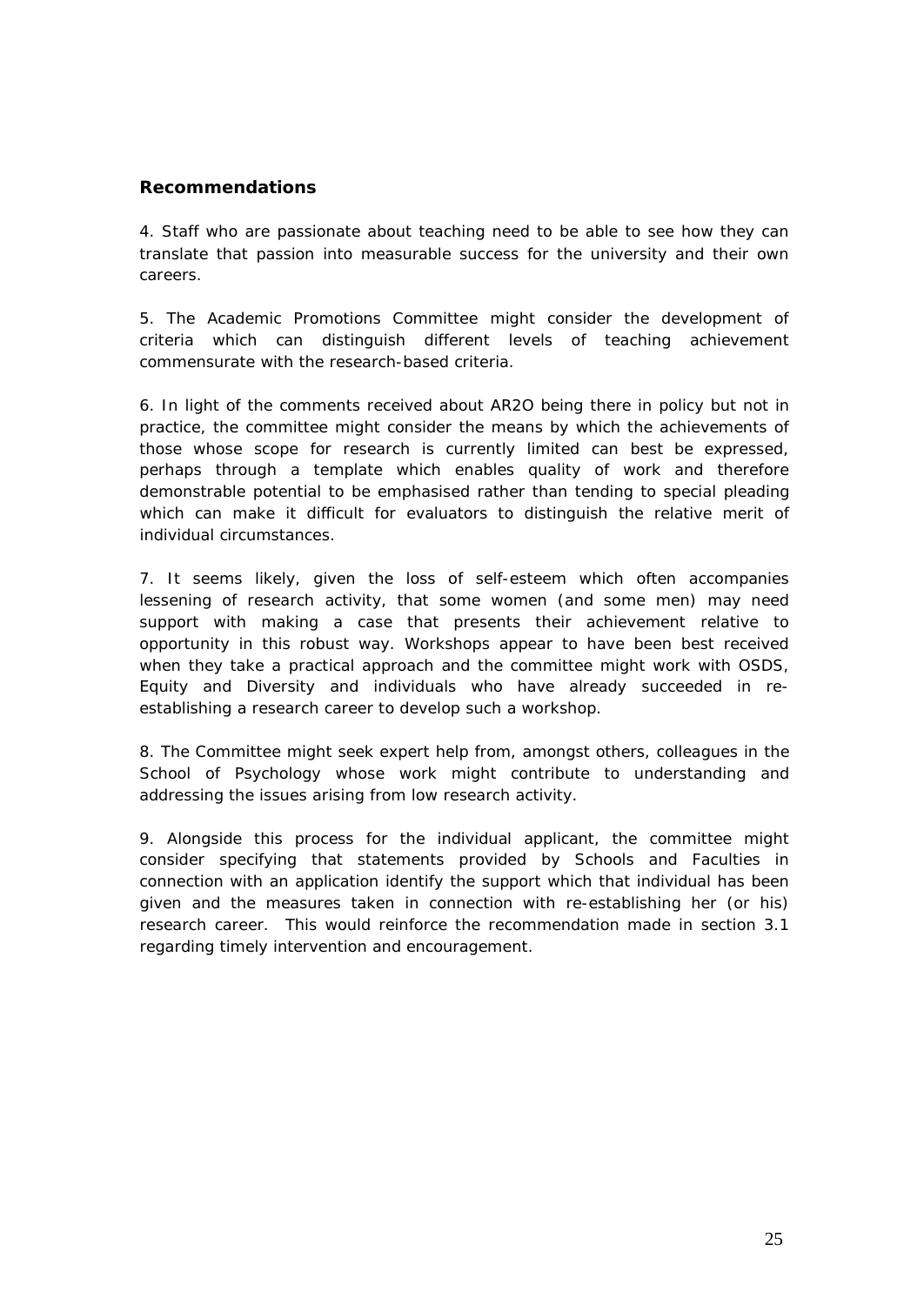### Recommendations

4. Staff who are passionate about teaching need to be able to see how they can translate that passion into measurable success for the university and their own careers.

5. The Academic Promotions Committee might consider the development of criteria which can distinguish different levels of teaching achievement commensurate with the research-based criteria.

6. In light of the comments received about AR2O being there in policy but not in practice, the committee might consider the means by which the achievements of those whose scope for research is currently limited can best be expressed, perhaps through a template which enables quality of work and therefore demonstrable potential to be emphasised rather than tending to special pleading which can make it difficult for evaluators to distinguish the relative merit of individual circumstances.

7. It seems likely, given the loss of self-esteem which often accompanies lessening of research activity, that some women (and some men) may need support with making a case that presents their achievement relative to opportunity in this robust way. Workshops appear to have been best received when they take a practical approach and the committee might work with OSDS, Equity and Diversity and individuals who have already succeeded in re-establishing a research career to develop such a workshop.

8. The Committee might seek expert help from, amongst others, colleagues in the School of Psychology whose work might contribute to understanding and addressing the issues arising from low research activity.

9. Alongside this process for the individual applicant, the committee might consider specifying that statements provided by Schools and Faculties in connection with an application identify the support which that individual has been given and the measures taken in connection with re-establishing her (or his) research career. This would reinforce the recommendation made in section 3.1 regarding timely intervention and encouragement.